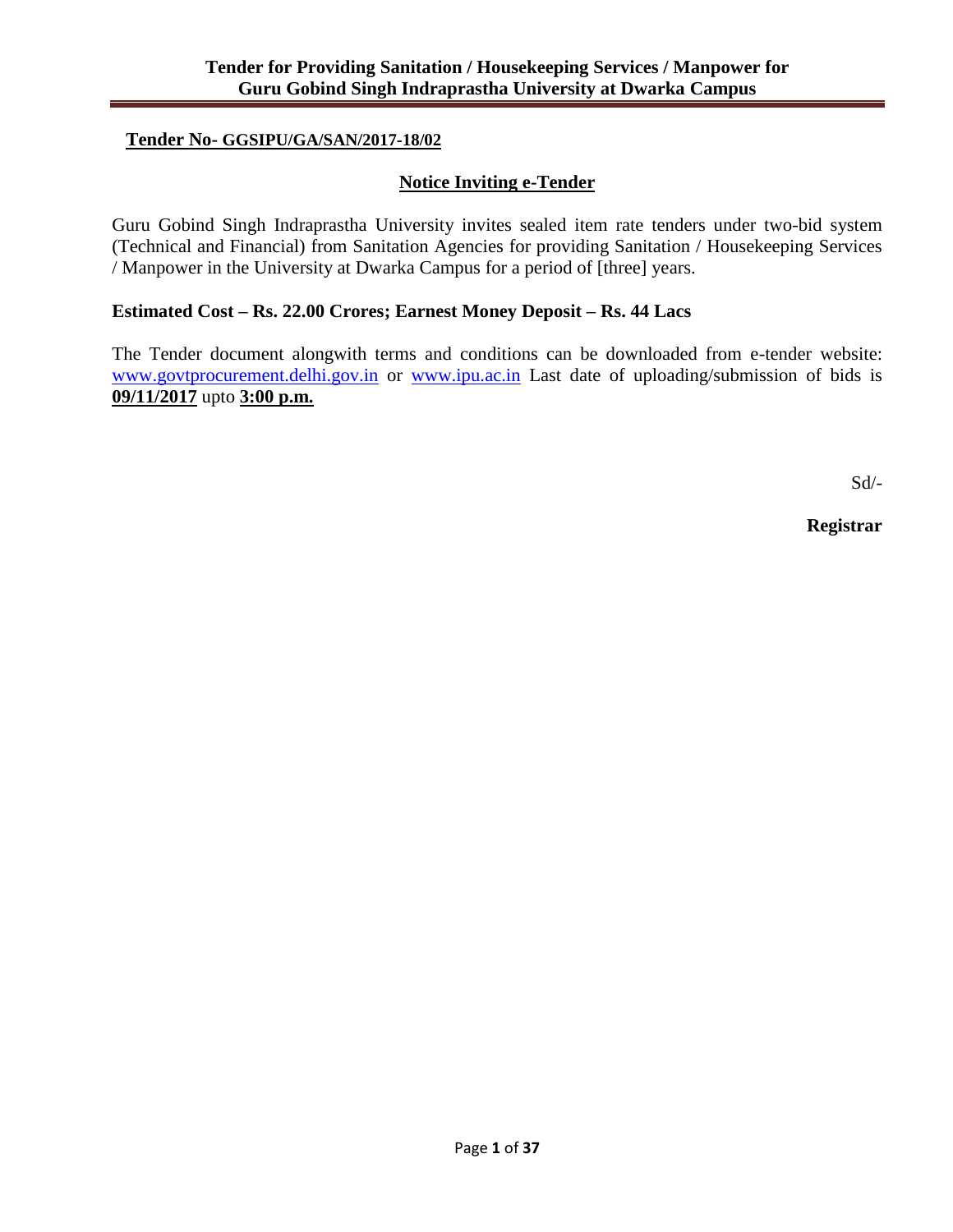# Tender for Providing Sanitation / Housekeeping Services / Manpower for Guru Gobind Singh Indraprastha University at Dwarka Campus

**Tender No- GGSIPU/GA/SAN/2017-18/02**

## Notice Inviting e-Tender

Guru Gobind Singh Indraprastha University invites sealed item rate tenders under two-bid system (Technical and Financial) from Sanitation Agencies for providing Sanitation / Housekeeping Services / Manpower in the University at Dwarka Campus for a period of [three] years.

**Estimated Cost – Rs. 22.00 Crores; Earnest Money Deposit – Rs. 44 Lacs**

The Tender document alongwith terms and conditions can be downloaded from e-tender website: www.govtprocurement.delhi.gov.in or www.ipu.ac.in Last date of uploading/submission of bids is **09/11/2017** upto **3:00 p.m.**

Sd/-

**Registrar**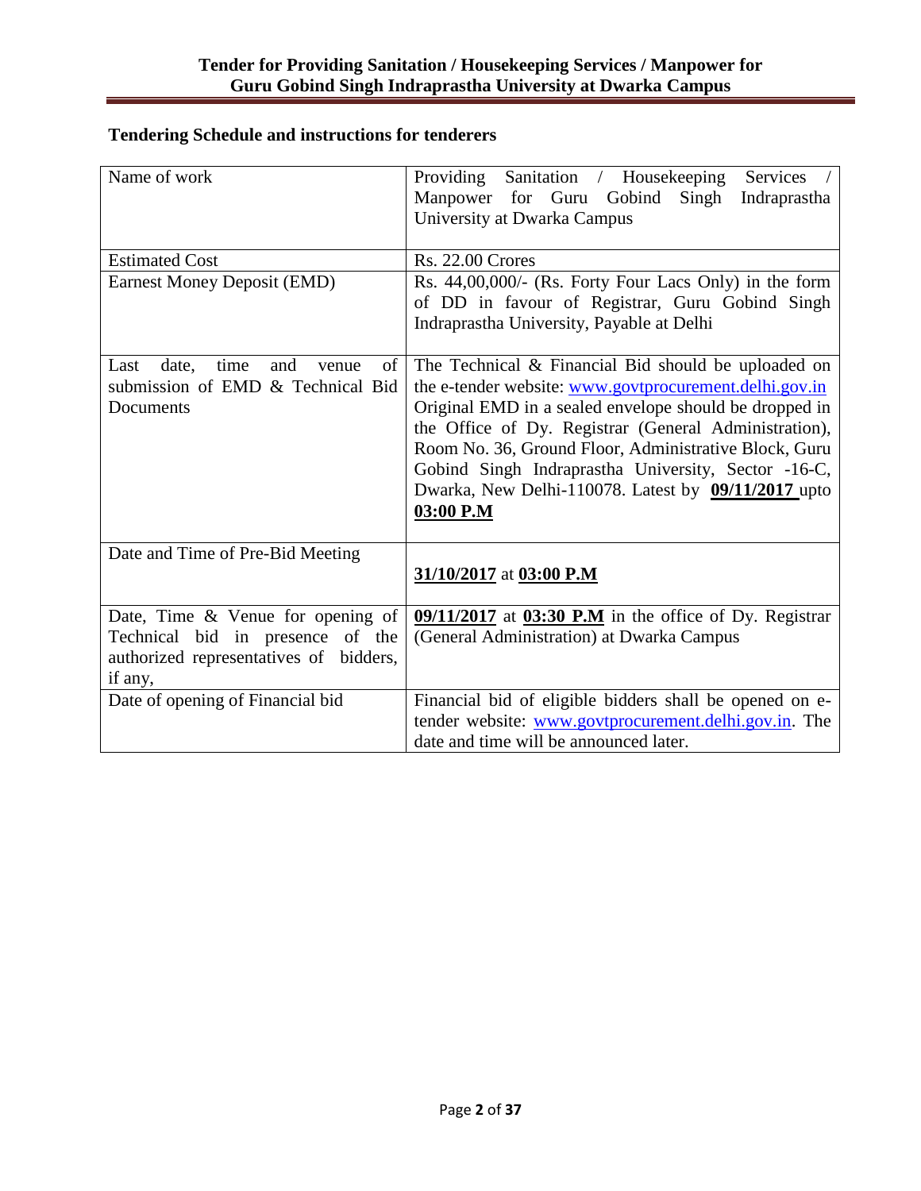**Tendering Schedule and instructions for tenderers**

| Name of work | Providing Sanitation / Housekeeping Services / Manpower for Guru Gobind Singh Indraprastha University at Dwarka Campus |
|---|---|
| Estimated Cost | Rs. 22.00 Crores |
| Earnest Money Deposit (EMD) | Rs. 44,00,000/- (Rs. Forty Four Lacs Only) in the form of DD in favour of Registrar, Guru Gobind Singh Indraprastha University, Payable at Delhi |
| Last date, time and venue of submission of EMD & Technical Bid Documents | The Technical & Financial Bid should be uploaded on the e-tender website: www.govtprocurement.delhi.gov.in Original EMD in a sealed envelope should be dropped in the Office of Dy. Registrar (General Administration), Room No. 36, Ground Floor, Administrative Block, Guru Gobind Singh Indraprastha University, Sector -16-C, Dwarka, New Delhi-110078. Latest by **09/11/2017** upto **03:00 P.M** |
| Date and Time of Pre-Bid Meeting | **31/10/2017** at **03:00 P.M** |
| Date, Time & Venue for opening of Technical bid in presence of the authorized representatives of bidders, if any, | **09/11/2017** at **03:30 P.M** in the office of Dy. Registrar (General Administration) at Dwarka Campus |
| Date of opening of Financial bid | Financial bid of eligible bidders shall be opened on e-tender website: www.govtprocurement.delhi.gov.in. The date and time will be announced later. |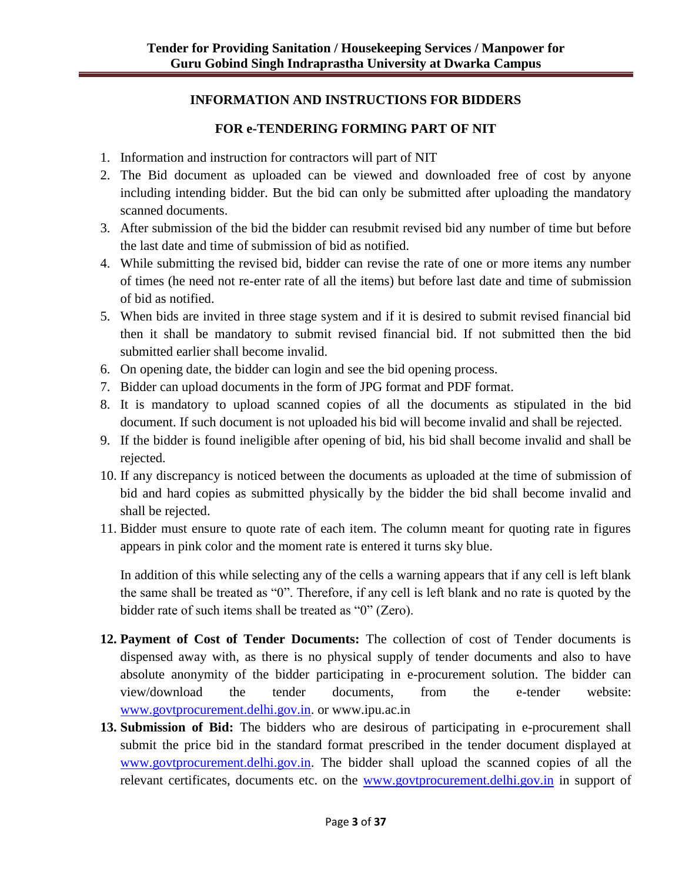## INFORMATION AND INSTRUCTIONS FOR BIDDERS

## FOR e-TENDERING FORMING PART OF NIT

1. Information and instruction for contractors will part of NIT
2. The Bid document as uploaded can be viewed and downloaded free of cost by anyone including intending bidder. But the bid can only be submitted after uploading the mandatory scanned documents.
3. After submission of the bid the bidder can resubmit revised bid any number of time but before the last date and time of submission of bid as notified.
4. While submitting the revised bid, bidder can revise the rate of one or more items any number of times (he need not re-enter rate of all the items) but before last date and time of submission of bid as notified.
5. When bids are invited in three stage system and if it is desired to submit revised financial bid then it shall be mandatory to submit revised financial bid. If not submitted then the bid submitted earlier shall become invalid.
6. On opening date, the bidder can login and see the bid opening process.
7. Bidder can upload documents in the form of JPG format and PDF format.
8. It is mandatory to upload scanned copies of all the documents as stipulated in the bid document. If such document is not uploaded his bid will become invalid and shall be rejected.
9. If the bidder is found ineligible after opening of bid, his bid shall become invalid and shall be rejected.
10. If any discrepancy is noticed between the documents as uploaded at the time of submission of bid and hard copies as submitted physically by the bidder the bid shall become invalid and shall be rejected.
11. Bidder must ensure to quote rate of each item. The column meant for quoting rate in figures appears in pink color and the moment rate is entered it turns sky blue.

    In addition of this while selecting any of the cells a warning appears that if any cell is left blank the same shall be treated as "0". Therefore, if any cell is left blank and no rate is quoted by the bidder rate of such items shall be treated as "0" (Zero).

12. **Payment of Cost of Tender Documents:** The collection of cost of Tender documents is dispensed away with, as there is no physical supply of tender documents and also to have absolute anonymity of the bidder participating in e-procurement solution. The bidder can view/download the tender documents, from the e-tender website: www.govtprocurement.delhi.gov.in. or www.ipu.ac.in
13. **Submission of Bid:** The bidders who are desirous of participating in e-procurement shall submit the price bid in the standard format prescribed in the tender document displayed at www.govtprocurement.delhi.gov.in. The bidder shall upload the scanned copies of all the relevant certificates, documents etc. on the www.govtprocurement.delhi.gov.in in support of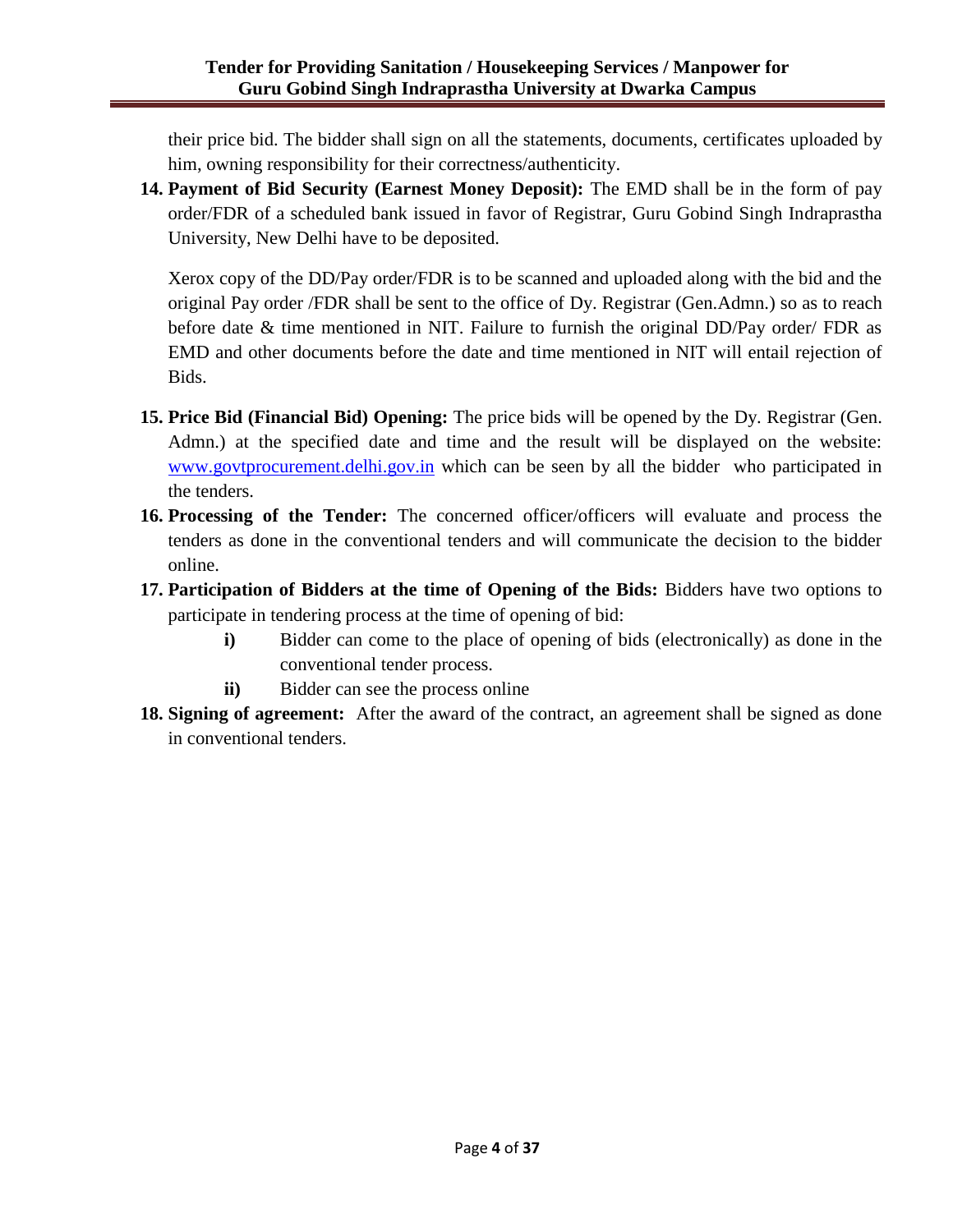their price bid. The bidder shall sign on all the statements, documents, certificates uploaded by him, owning responsibility for their correctness/authenticity.

14. **Payment of Bid Security (Earnest Money Deposit):** The EMD shall be in the form of pay order/FDR of a scheduled bank issued in favor of Registrar, Guru Gobind Singh Indraprastha University, New Delhi have to be deposited.

    Xerox copy of the DD/Pay order/FDR is to be scanned and uploaded along with the bid and the original Pay order /FDR shall be sent to the office of Dy. Registrar (Gen.Admn.) so as to reach before date & time mentioned in NIT. Failure to furnish the original DD/Pay order/ FDR as EMD and other documents before the date and time mentioned in NIT will entail rejection of Bids.

15. **Price Bid (Financial Bid) Opening:** The price bids will be opened by the Dy. Registrar (Gen. Admn.) at the specified date and time and the result will be displayed on the website: [www.govtprocurement.delhi.gov.in](http://www.govtprocurement.delhi.gov.in) which can be seen by all the bidder who participated in the tenders.
16. **Processing of the Tender:** The concerned officer/officers will evaluate and process the tenders as done in the conventional tenders and will communicate the decision to the bidder online.
17. **Participation of Bidders at the time of Opening of the Bids:** Bidders have two options to participate in tendering process at the time of opening of bid:
    - **i)** Bidder can come to the place of opening of bids (electronically) as done in the conventional tender process.
    - **ii)** Bidder can see the process online
18. **Signing of agreement:** After the award of the contract, an agreement shall be signed as done in conventional tenders.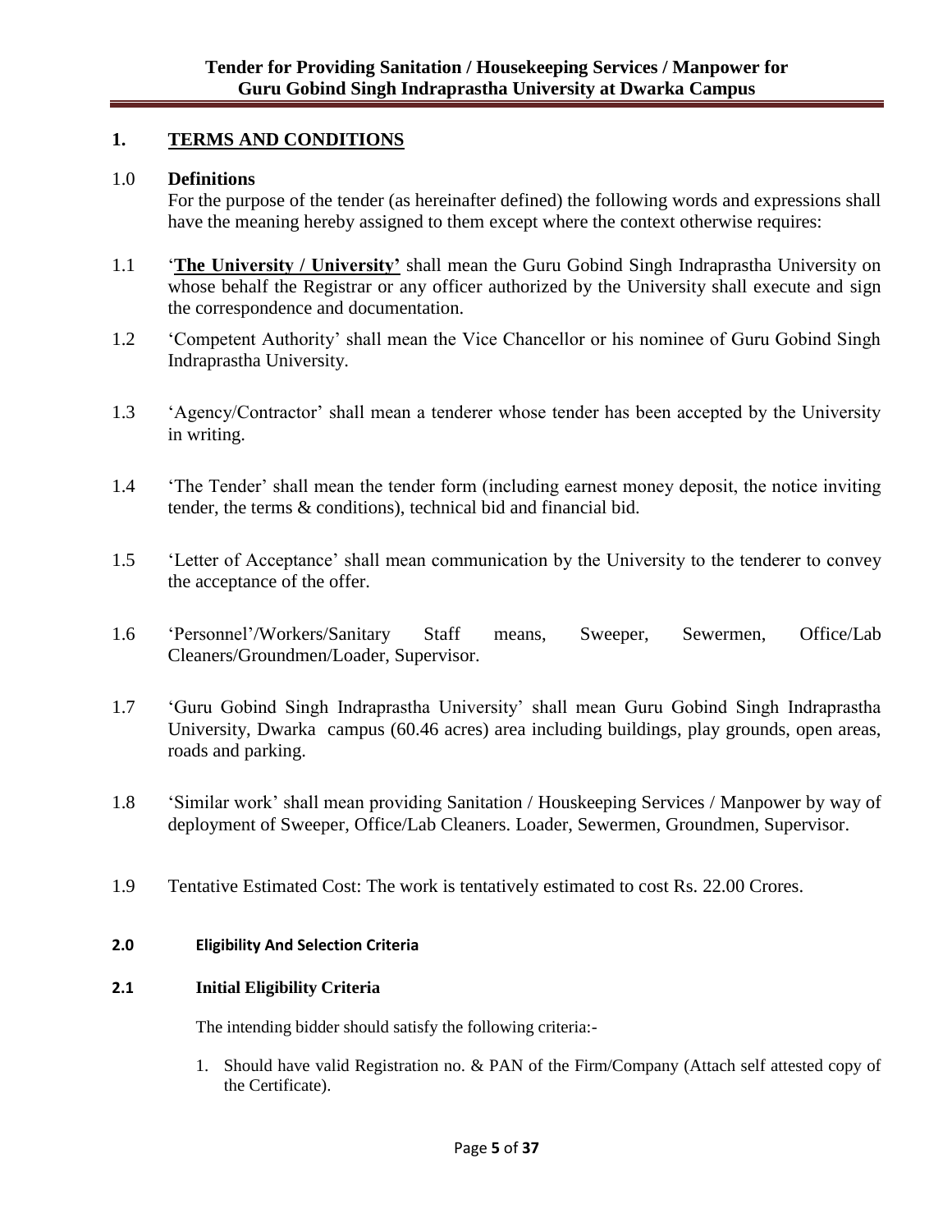## 1. TERMS AND CONDITIONS

**1.0 Definitions**

For the purpose of the tender (as hereinafter defined) the following words and expressions shall have the meaning hereby assigned to them except where the context otherwise requires:

1.1 '**The University / University'** shall mean the Guru Gobind Singh Indraprastha University on whose behalf the Registrar or any officer authorized by the University shall execute and sign the correspondence and documentation.

1.2 'Competent Authority' shall mean the Vice Chancellor or his nominee of Guru Gobind Singh Indraprastha University.

1.3 'Agency/Contractor' shall mean a tenderer whose tender has been accepted by the University in writing.

1.4 'The Tender' shall mean the tender form (including earnest money deposit, the notice inviting tender, the terms & conditions), technical bid and financial bid.

1.5 'Letter of Acceptance' shall mean communication by the University to the tenderer to convey the acceptance of the offer.

1.6 'Personnel'/Workers/Sanitary Staff means, Sweeper, Sewermen, Office/Lab Cleaners/Groundmen/Loader, Supervisor.

1.7 'Guru Gobind Singh Indraprastha University' shall mean Guru Gobind Singh Indraprastha University, Dwarka campus (60.46 acres) area including buildings, play grounds, open areas, roads and parking.

1.8 'Similar work' shall mean providing Sanitation / Houskeeping Services / Manpower by way of deployment of Sweeper, Office/Lab Cleaners. Loader, Sewermen, Groundmen, Supervisor.

1.9 Tentative Estimated Cost: The work is tentatively estimated to cost Rs. 22.00 Crores.

### 2.0 Eligibility And Selection Criteria

### 2.1 Initial Eligibility Criteria

The intending bidder should satisfy the following criteria:-

1. Should have valid Registration no. & PAN of the Firm/Company (Attach self attested copy of the Certificate).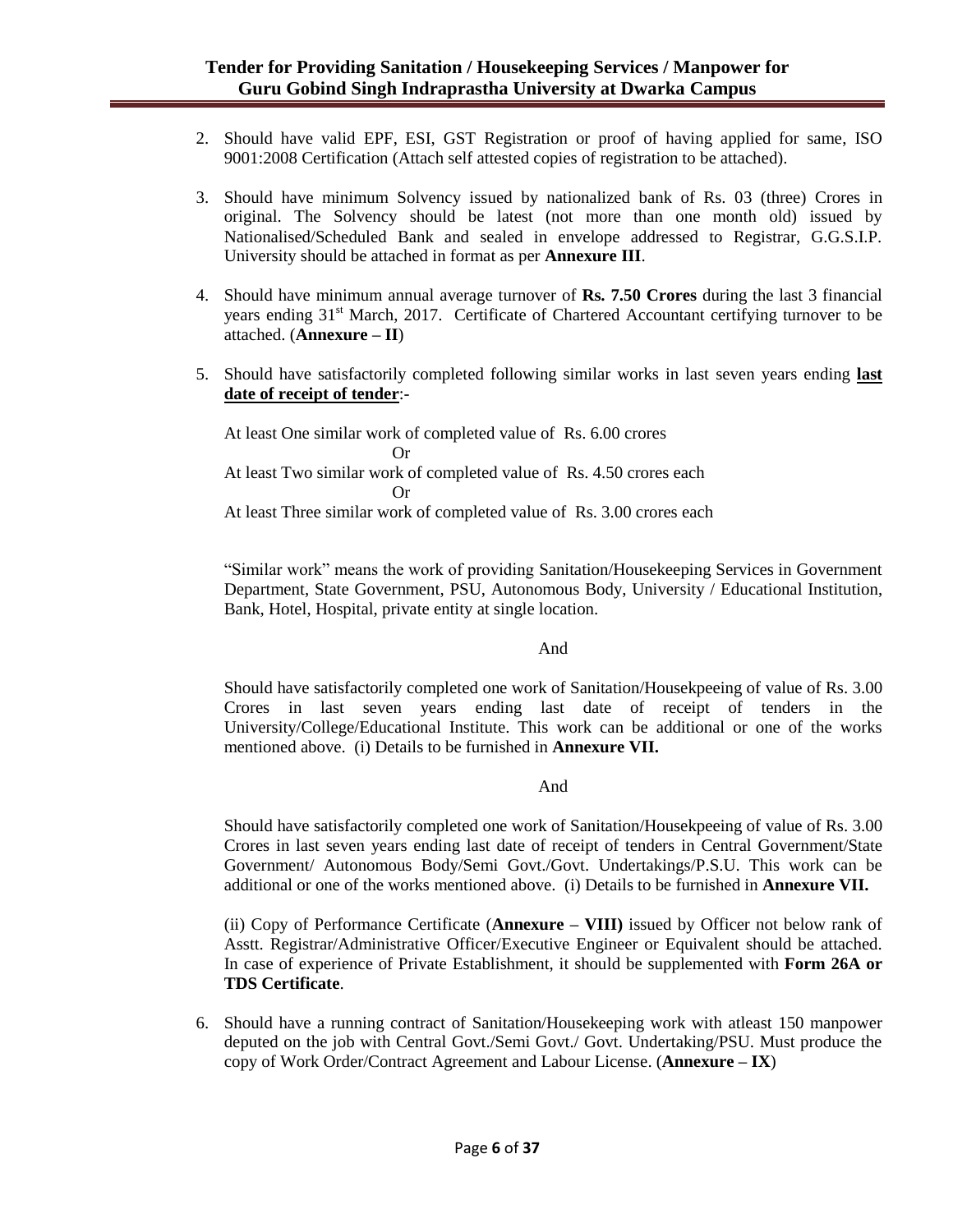2. Should have valid EPF, ESI, GST Registration or proof of having applied for same, ISO 9001:2008 Certification (Attach self attested copies of registration to be attached).

3. Should have minimum Solvency issued by nationalized bank of Rs. 03 (three) Crores in original. The Solvency should be latest (not more than one month old) issued by Nationalised/Scheduled Bank and sealed in envelope addressed to Registrar, G.G.S.I.P. University should be attached in format as per **Annexure III**.

4. Should have minimum annual average turnover of **Rs. 7.50 Crores** during the last 3 financial years ending 31st March, 2017. Certificate of Chartered Accountant certifying turnover to be attached. (**Annexure – II**)

5. Should have satisfactorily completed following similar works in last seven years ending **last date of receipt of tender**:-

   At least One similar work of completed value of Rs. 6.00 crores

   Or

   At least Two similar work of completed value of Rs. 4.50 crores each

   Or

   At least Three similar work of completed value of Rs. 3.00 crores each

   "Similar work" means the work of providing Sanitation/Housekeeping Services in Government Department, State Government, PSU, Autonomous Body, University / Educational Institution, Bank, Hotel, Hospital, private entity at single location.

   And

   Should have satisfactorily completed one work of Sanitation/Housekpeeing of value of Rs. 3.00 Crores in last seven years ending last date of receipt of tenders in the University/College/Educational Institute. This work can be additional or one of the works mentioned above. (i) Details to be furnished in **Annexure VII.**

   And

   Should have satisfactorily completed one work of Sanitation/Housekpeeing of value of Rs. 3.00 Crores in last seven years ending last date of receipt of tenders in Central Government/State Government/ Autonomous Body/Semi Govt./Govt. Undertakings/P.S.U. This work can be additional or one of the works mentioned above. (i) Details to be furnished in **Annexure VII.**

   (ii) Copy of Performance Certificate (**Annexure – VIII)** issued by Officer not below rank of Asstt. Registrar/Administrative Officer/Executive Engineer or Equivalent should be attached. In case of experience of Private Establishment, it should be supplemented with **Form 26A or TDS Certificate**.

6. Should have a running contract of Sanitation/Housekeeping work with atleast 150 manpower deputed on the job with Central Govt./Semi Govt./ Govt. Undertaking/PSU. Must produce the copy of Work Order/Contract Agreement and Labour License. (**Annexure – IX**)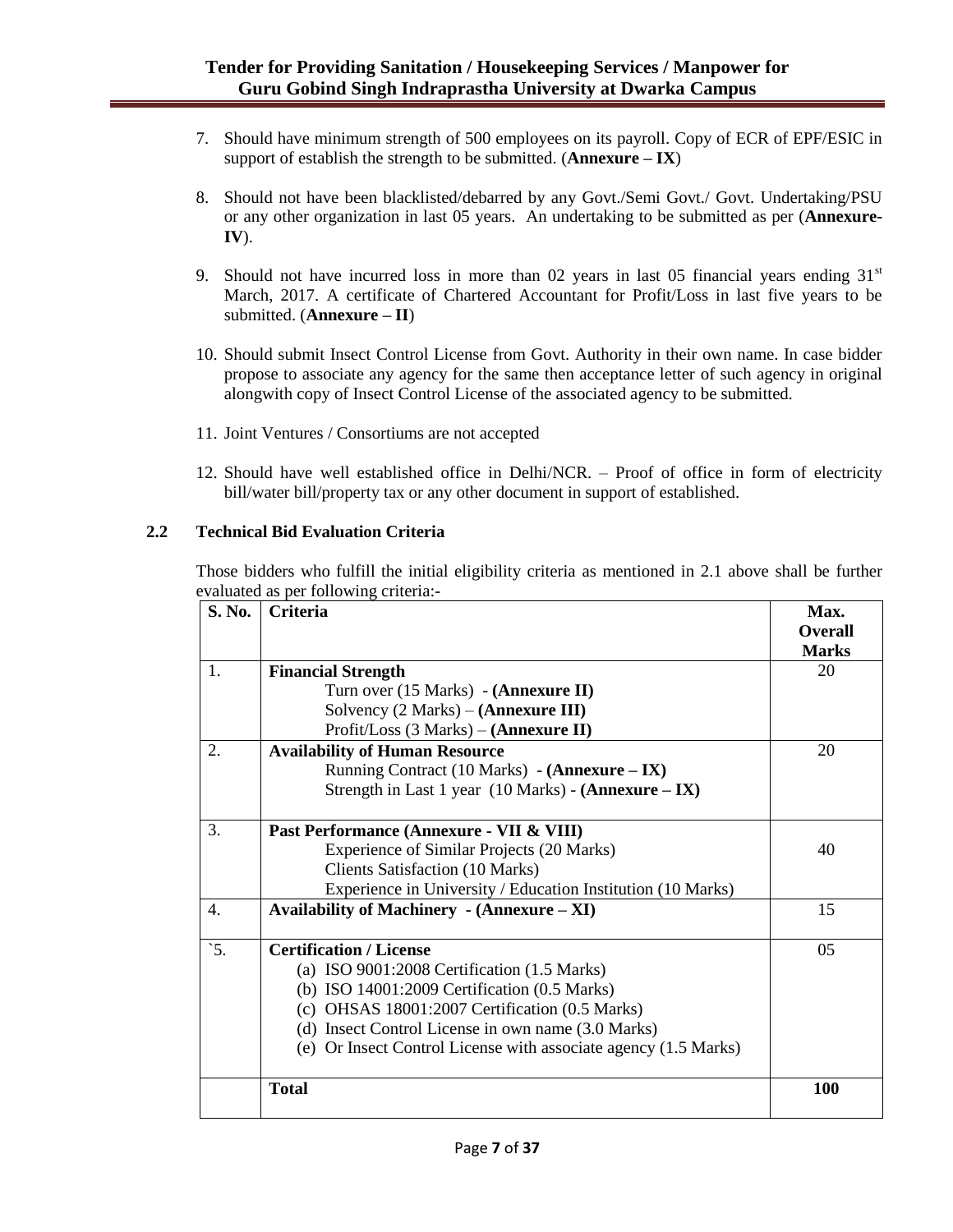7. Should have minimum strength of 500 employees on its payroll. Copy of ECR of EPF/ESIC in support of establish the strength to be submitted. (**Annexure – IX**)

8. Should not have been blacklisted/debarred by any Govt./Semi Govt./ Govt. Undertaking/PSU or any other organization in last 05 years. An undertaking to be submitted as per (**Annexure-IV**).

9. Should not have incurred loss in more than 02 years in last 05 financial years ending 31st March, 2017. A certificate of Chartered Accountant for Profit/Loss in last five years to be submitted. (**Annexure – II**)

10. Should submit Insect Control License from Govt. Authority in their own name. In case bidder propose to associate any agency for the same then acceptance letter of such agency in original alongwith copy of Insect Control License of the associated agency to be submitted.

11. Joint Ventures / Consortiums are not accepted

12. Should have well established office in Delhi/NCR. – Proof of office in form of electricity bill/water bill/property tax or any other document in support of established.

### 2.2 Technical Bid Evaluation Criteria

Those bidders who fulfill the initial eligibility criteria as mentioned in 2.1 above shall be further evaluated as per following criteria:-

| S. No. | Criteria | Max. Overall Marks |
|---|---|---|
| 1. | **Financial Strength**<br>Turn over (15 Marks) - **(Annexure II)**<br>Solvency (2 Marks) – **(Annexure III)**<br>Profit/Loss (3 Marks) – **(Annexure II)** | 20 |
| 2. | **Availability of Human Resource**<br>Running Contract (10 Marks) - **(Annexure – IX)**<br>Strength in Last 1 year (10 Marks) - **(Annexure – IX)** | 20 |
| 3. | **Past Performance (Annexure - VII & VIII)**<br>Experience of Similar Projects (20 Marks)<br>Clients Satisfaction (10 Marks)<br>Experience in University / Education Institution (10 Marks) | 40 |
| 4. | **Availability of Machinery - (Annexure – XI)** | 15 |
| `5. | **Certification / License**<br>(a) ISO 9001:2008 Certification (1.5 Marks)<br>(b) ISO 14001:2009 Certification (0.5 Marks)<br>(c) OHSAS 18001:2007 Certification (0.5 Marks)<br>(d) Insect Control License in own name (3.0 Marks)<br>(e) Or Insect Control License with associate agency (1.5 Marks) | 05 |
| | **Total** | **100** |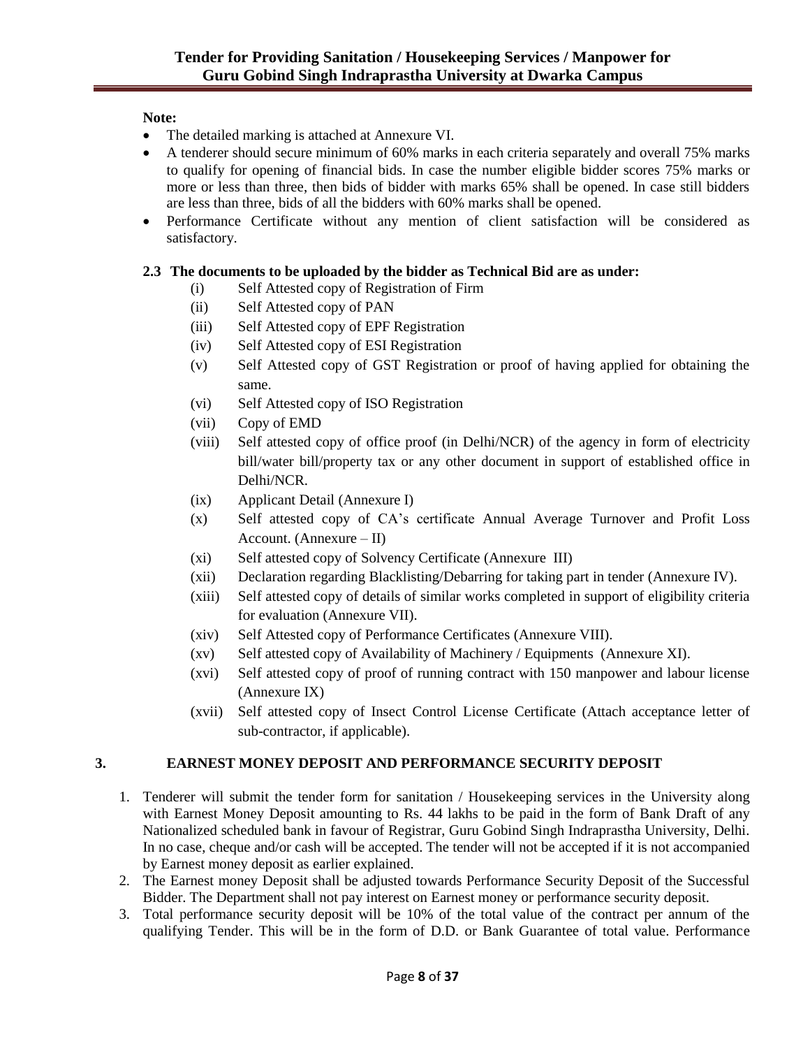**Note:**

- The detailed marking is attached at Annexure VI.
- A tenderer should secure minimum of 60% marks in each criteria separately and overall 75% marks to qualify for opening of financial bids. In case the number eligible bidder scores 75% marks or more or less than three, then bids of bidder with marks 65% shall be opened. In case still bidders are less than three, bids of all the bidders with 60% marks shall be opened.
- Performance Certificate without any mention of client satisfaction will be considered as satisfactory.

**2.3 The documents to be uploaded by the bidder as Technical Bid are as under:**

(i) Self Attested copy of Registration of Firm

(ii) Self Attested copy of PAN

(iii) Self Attested copy of EPF Registration

(iv) Self Attested copy of ESI Registration

(v) Self Attested copy of GST Registration or proof of having applied for obtaining the same.

(vi) Self Attested copy of ISO Registration

(vii) Copy of EMD

(viii) Self attested copy of office proof (in Delhi/NCR) of the agency in form of electricity bill/water bill/property tax or any other document in support of established office in Delhi/NCR.

(ix) Applicant Detail (Annexure I)

(x) Self attested copy of CA's certificate Annual Average Turnover and Profit Loss Account. (Annexure – II)

(xi) Self attested copy of Solvency Certificate (Annexure III)

(xii) Declaration regarding Blacklisting/Debarring for taking part in tender (Annexure IV).

(xiii) Self attested copy of details of similar works completed in support of eligibility criteria for evaluation (Annexure VII).

(xiv) Self Attested copy of Performance Certificates (Annexure VIII).

(xv) Self attested copy of Availability of Machinery / Equipments (Annexure XI).

(xvi) Self attested copy of proof of running contract with 150 manpower and labour license (Annexure IX)

(xvii) Self attested copy of Insect Control License Certificate (Attach acceptance letter of sub-contractor, if applicable).

## 3. EARNEST MONEY DEPOSIT AND PERFORMANCE SECURITY DEPOSIT

1. Tenderer will submit the tender form for sanitation / Housekeeping services in the University along with Earnest Money Deposit amounting to Rs. 44 lakhs to be paid in the form of Bank Draft of any Nationalized scheduled bank in favour of Registrar, Guru Gobind Singh Indraprastha University, Delhi. In no case, cheque and/or cash will be accepted. The tender will not be accepted if it is not accompanied by Earnest money deposit as earlier explained.
2. The Earnest money Deposit shall be adjusted towards Performance Security Deposit of the Successful Bidder. The Department shall not pay interest on Earnest money or performance security deposit.
3. Total performance security deposit will be 10% of the total value of the contract per annum of the qualifying Tender. This will be in the form of D.D. or Bank Guarantee of total value. Performance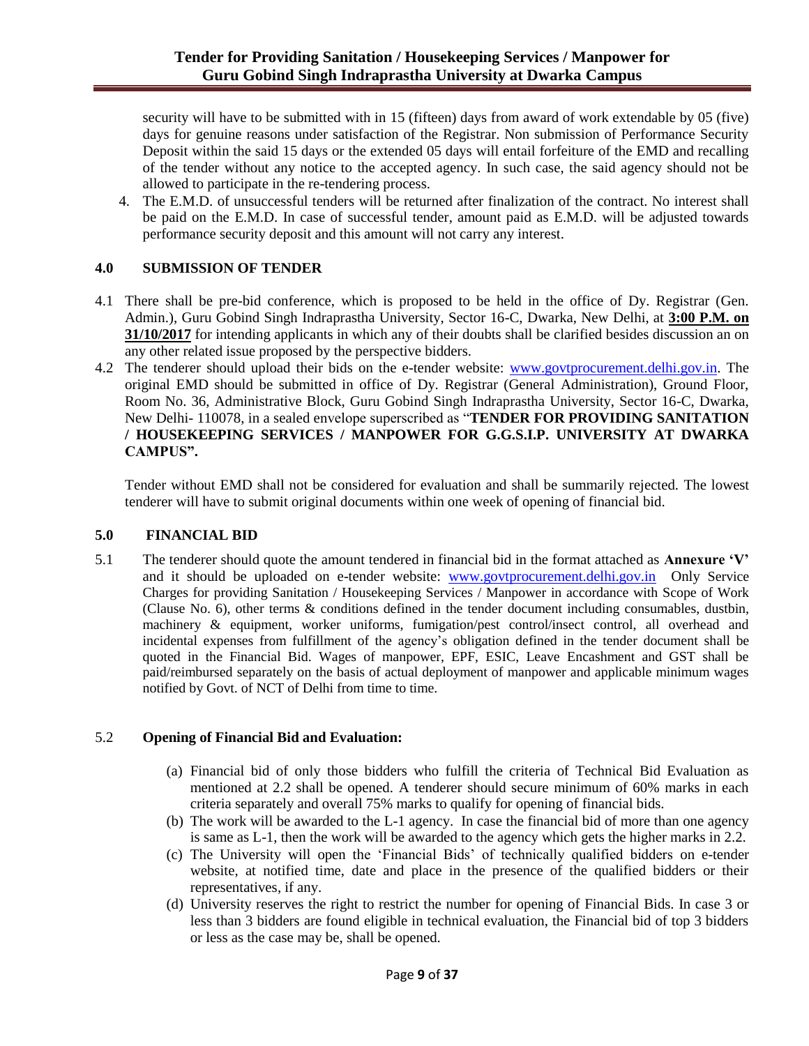security will have to be submitted with in 15 (fifteen) days from award of work extendable by 05 (five) days for genuine reasons under satisfaction of the Registrar. Non submission of Performance Security Deposit within the said 15 days or the extended 05 days will entail forfeiture of the EMD and recalling of the tender without any notice to the accepted agency. In such case, the said agency should not be allowed to participate in the re-tendering process.

4. The E.M.D. of unsuccessful tenders will be returned after finalization of the contract. No interest shall be paid on the E.M.D. In case of successful tender, amount paid as E.M.D. will be adjusted towards performance security deposit and this amount will not carry any interest.

## 4.0 SUBMISSION OF TENDER

4.1 There shall be pre-bid conference, which is proposed to be held in the office of Dy. Registrar (Gen. Admin.), Guru Gobind Singh Indraprastha University, Sector 16-C, Dwarka, New Delhi, at **3:00 P.M. on 31/10/2017** for intending applicants in which any of their doubts shall be clarified besides discussion an on any other related issue proposed by the perspective bidders.

4.2 The tenderer should upload their bids on the e-tender website: www.govtprocurement.delhi.gov.in. The original EMD should be submitted in office of Dy. Registrar (General Administration), Ground Floor, Room No. 36, Administrative Block, Guru Gobind Singh Indraprastha University, Sector 16-C, Dwarka, New Delhi- 110078, in a sealed envelope superscribed as "**TENDER FOR PROVIDING SANITATION / HOUSEKEEPING SERVICES / MANPOWER FOR G.G.S.I.P. UNIVERSITY AT DWARKA CAMPUS".**

Tender without EMD shall not be considered for evaluation and shall be summarily rejected. The lowest tenderer will have to submit original documents within one week of opening of financial bid.

## 5.0 FINANCIAL BID

5.1 The tenderer should quote the amount tendered in financial bid in the format attached as **Annexure 'V'** and it should be uploaded on e-tender website: www.govtprocurement.delhi.gov.in Only Service Charges for providing Sanitation / Housekeeping Services / Manpower in accordance with Scope of Work (Clause No. 6), other terms & conditions defined in the tender document including consumables, dustbin, machinery & equipment, worker uniforms, fumigation/pest control/insect control, all overhead and incidental expenses from fulfillment of the agency's obligation defined in the tender document shall be quoted in the Financial Bid. Wages of manpower, EPF, ESIC, Leave Encashment and GST shall be paid/reimbursed separately on the basis of actual deployment of manpower and applicable minimum wages notified by Govt. of NCT of Delhi from time to time.

5.2 **Opening of Financial Bid and Evaluation:**

(a) Financial bid of only those bidders who fulfill the criteria of Technical Bid Evaluation as mentioned at 2.2 shall be opened. A tenderer should secure minimum of 60% marks in each criteria separately and overall 75% marks to qualify for opening of financial bids.

(b) The work will be awarded to the L-1 agency. In case the financial bid of more than one agency is same as L-1, then the work will be awarded to the agency which gets the higher marks in 2.2.

(c) The University will open the 'Financial Bids' of technically qualified bidders on e-tender website, at notified time, date and place in the presence of the qualified bidders or their representatives, if any.

(d) University reserves the right to restrict the number for opening of Financial Bids. In case 3 or less than 3 bidders are found eligible in technical evaluation, the Financial bid of top 3 bidders or less as the case may be, shall be opened.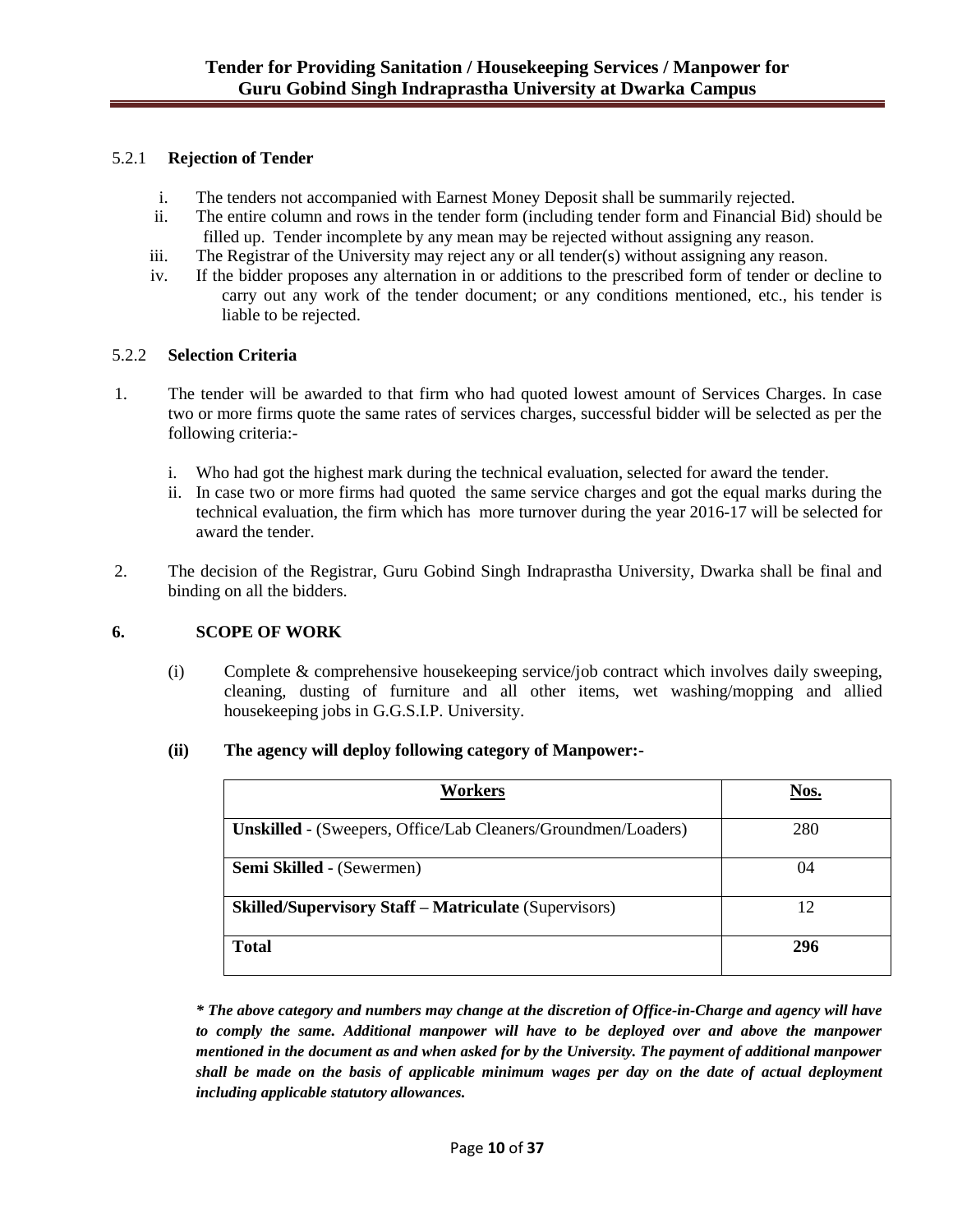### 5.2.1 Rejection of Tender

i. The tenders not accompanied with Earnest Money Deposit shall be summarily rejected.

ii. The entire column and rows in the tender form (including tender form and Financial Bid) should be filled up. Tender incomplete by any mean may be rejected without assigning any reason.

iii. The Registrar of the University may reject any or all tender(s) without assigning any reason.

iv. If the bidder proposes any alternation in or additions to the prescribed form of tender or decline to carry out any work of the tender document; or any conditions mentioned, etc., his tender is liable to be rejected.

### 5.2.2 Selection Criteria

1. The tender will be awarded to that firm who had quoted lowest amount of Services Charges. In case two or more firms quote the same rates of services charges, successful bidder will be selected as per the following criteria:-

   i. Who had got the highest mark during the technical evaluation, selected for award the tender.

   ii. In case two or more firms had quoted the same service charges and got the equal marks during the technical evaluation, the firm which has more turnover during the year 2016-17 will be selected for award the tender.

2. The decision of the Registrar, Guru Gobind Singh Indraprastha University, Dwarka shall be final and binding on all the bidders.

## 6. SCOPE OF WORK

(i) Complete & comprehensive housekeeping service/job contract which involves daily sweeping, cleaning, dusting of furniture and all other items, wet washing/mopping and allied housekeeping jobs in G.G.S.I.P. University.

**(ii) The agency will deploy following category of Manpower:-**

| Workers | Nos. |
|---|---|
| **Unskilled** - (Sweepers, Office/Lab Cleaners/Groundmen/Loaders) | 280 |
| **Semi Skilled** - (Sewermen) | 04 |
| **Skilled/Supervisory Staff – Matriculate** (Supervisors) | 12 |
| **Total** | **296** |

***\* The above category and numbers may change at the discretion of Office-in-Charge and agency will have to comply the same. Additional manpower will have to be deployed over and above the manpower mentioned in the document as and when asked for by the University. The payment of additional manpower shall be made on the basis of applicable minimum wages per day on the date of actual deployment including applicable statutory allowances.***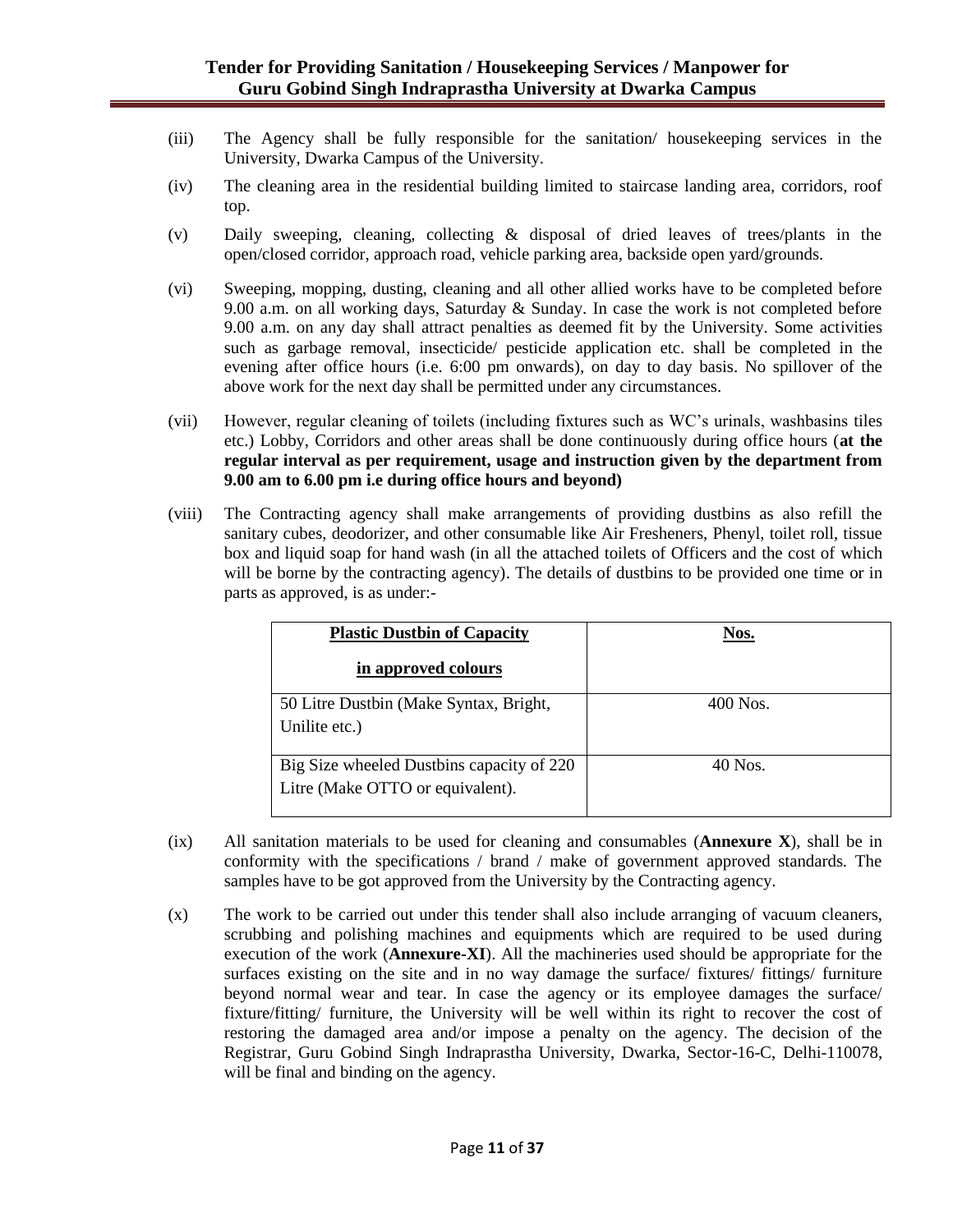(iii) The Agency shall be fully responsible for the sanitation/ housekeeping services in the University, Dwarka Campus of the University.

(iv) The cleaning area in the residential building limited to staircase landing area, corridors, roof top.

(v) Daily sweeping, cleaning, collecting & disposal of dried leaves of trees/plants in the open/closed corridor, approach road, vehicle parking area, backside open yard/grounds.

(vi) Sweeping, mopping, dusting, cleaning and all other allied works have to be completed before 9.00 a.m. on all working days, Saturday & Sunday. In case the work is not completed before 9.00 a.m. on any day shall attract penalties as deemed fit by the University. Some activities such as garbage removal, insecticide/ pesticide application etc. shall be completed in the evening after office hours (i.e. 6:00 pm onwards), on day to day basis. No spillover of the above work for the next day shall be permitted under any circumstances.

(vii) However, regular cleaning of toilets (including fixtures such as WC's urinals, washbasins tiles etc.) Lobby, Corridors and other areas shall be done continuously during office hours (**at the regular interval as per requirement, usage and instruction given by the department from 9.00 am to 6.00 pm i.e during office hours and beyond)**

(viii) The Contracting agency shall make arrangements of providing dustbins as also refill the sanitary cubes, deodorizer, and other consumable like Air Fresheners, Phenyl, toilet roll, tissue box and liquid soap for hand wash (in all the attached toilets of Officers and the cost of which will be borne by the contracting agency). The details of dustbins to be provided one time or in parts as approved, is as under:-

| **Plastic Dustbin of Capacity in approved colours** | **Nos.** |
|---|---|
| 50 Litre Dustbin (Make Syntax, Bright, Unilite etc.) | 400 Nos. |
| Big Size wheeled Dustbins capacity of 220 Litre (Make OTTO or equivalent). | 40 Nos. |

(ix) All sanitation materials to be used for cleaning and consumables (**Annexure X**), shall be in conformity with the specifications / brand / make of government approved standards. The samples have to be got approved from the University by the Contracting agency.

(x) The work to be carried out under this tender shall also include arranging of vacuum cleaners, scrubbing and polishing machines and equipments which are required to be used during execution of the work (**Annexure-XI**). All the machineries used should be appropriate for the surfaces existing on the site and in no way damage the surface/ fixtures/ fittings/ furniture beyond normal wear and tear. In case the agency or its employee damages the surface/ fixture/fitting/ furniture, the University will be well within its right to recover the cost of restoring the damaged area and/or impose a penalty on the agency. The decision of the Registrar, Guru Gobind Singh Indraprastha University, Dwarka, Sector-16-C, Delhi-110078, will be final and binding on the agency.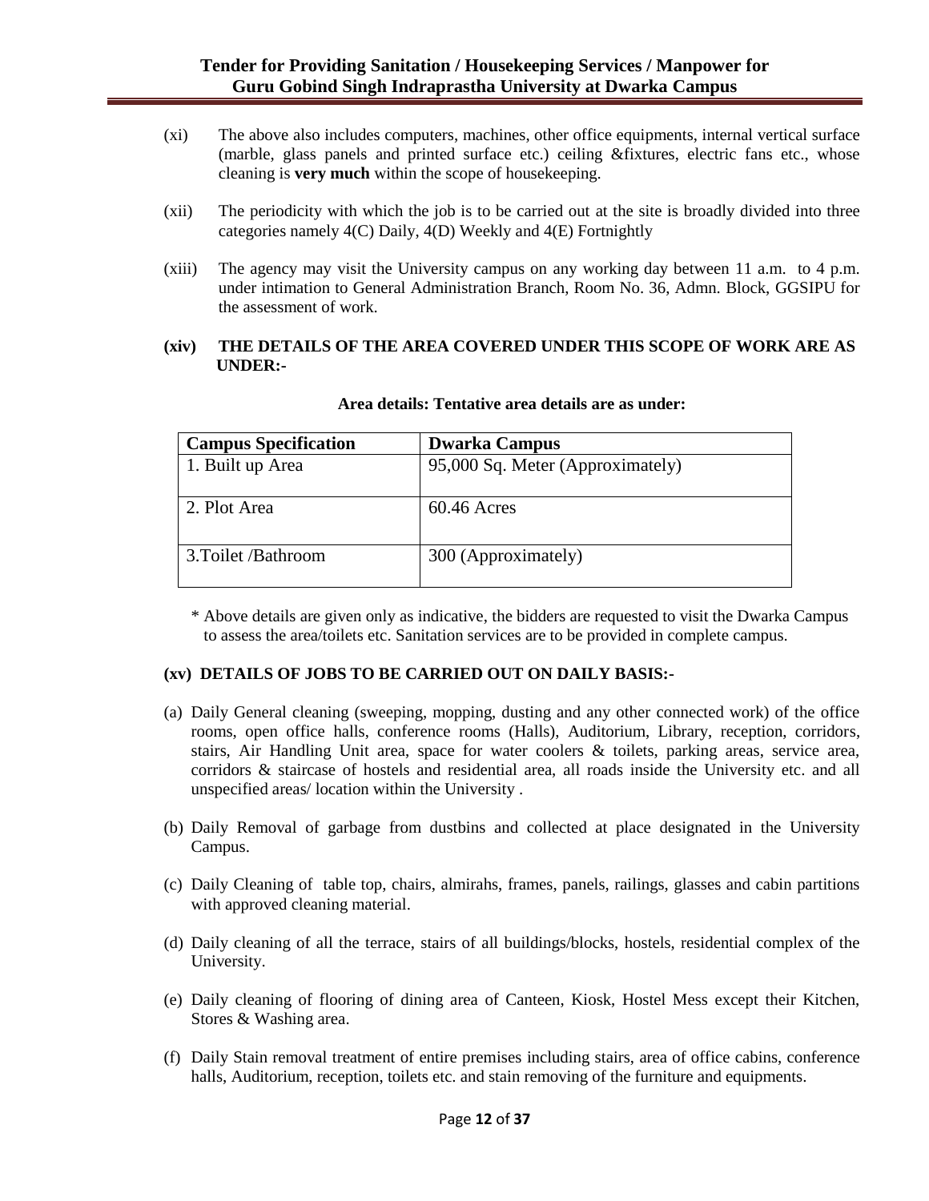(xi) The above also includes computers, machines, other office equipments, internal vertical surface (marble, glass panels and printed surface etc.) ceiling &fixtures, electric fans etc., whose cleaning is **very much** within the scope of housekeeping.

(xii) The periodicity with which the job is to be carried out at the site is broadly divided into three categories namely 4(C) Daily, 4(D) Weekly and 4(E) Fortnightly

(xiii) The agency may visit the University campus on any working day between 11 a.m. to 4 p.m. under intimation to General Administration Branch, Room No. 36, Admn. Block, GGSIPU for the assessment of work.

**(xiv) THE DETAILS OF THE AREA COVERED UNDER THIS SCOPE OF WORK ARE AS UNDER:-**

**Area details: Tentative area details are as under:**

| Campus Specification | Dwarka Campus |
|---|---|
| 1. Built up Area | 95,000 Sq. Meter (Approximately) |
| 2. Plot Area | 60.46 Acres |
| 3.Toilet /Bathroom | 300 (Approximately) |

\* Above details are given only as indicative, the bidders are requested to visit the Dwarka Campus to assess the area/toilets etc. Sanitation services are to be provided in complete campus.

**(xv) DETAILS OF JOBS TO BE CARRIED OUT ON DAILY BASIS:-**

(a) Daily General cleaning (sweeping, mopping, dusting and any other connected work) of the office rooms, open office halls, conference rooms (Halls), Auditorium, Library, reception, corridors, stairs, Air Handling Unit area, space for water coolers & toilets, parking areas, service area, corridors & staircase of hostels and residential area, all roads inside the University etc. and all unspecified areas/ location within the University .

(b) Daily Removal of garbage from dustbins and collected at place designated in the University Campus.

(c) Daily Cleaning of table top, chairs, almirahs, frames, panels, railings, glasses and cabin partitions with approved cleaning material.

(d) Daily cleaning of all the terrace, stairs of all buildings/blocks, hostels, residential complex of the University.

(e) Daily cleaning of flooring of dining area of Canteen, Kiosk, Hostel Mess except their Kitchen, Stores & Washing area.

(f) Daily Stain removal treatment of entire premises including stairs, area of office cabins, conference halls, Auditorium, reception, toilets etc. and stain removing of the furniture and equipments.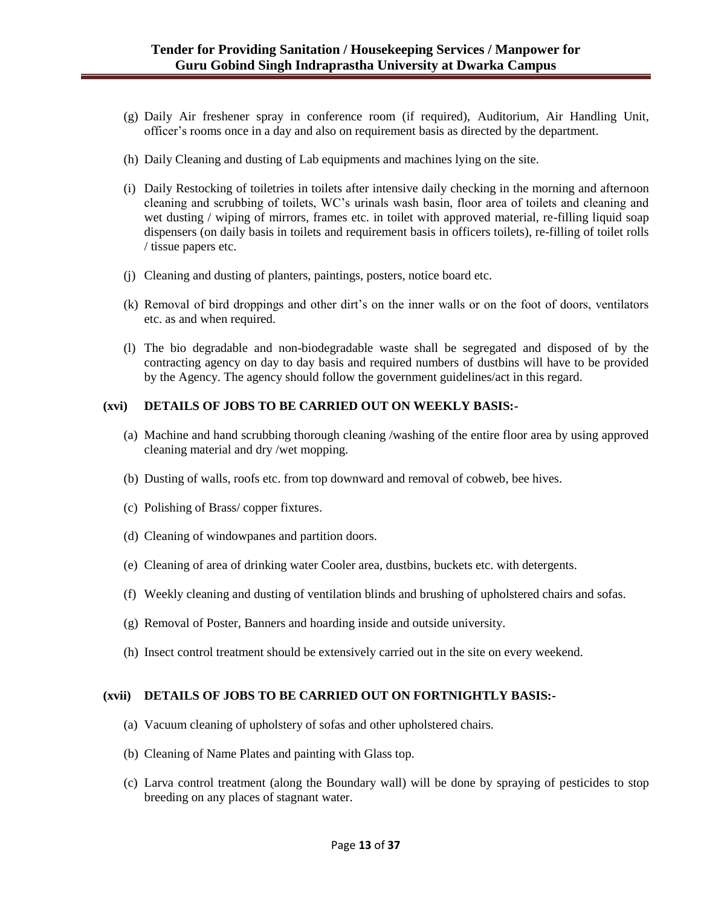(g) Daily Air freshener spray in conference room (if required), Auditorium, Air Handling Unit, officer's rooms once in a day and also on requirement basis as directed by the department.

(h) Daily Cleaning and dusting of Lab equipments and machines lying on the site.

(i) Daily Restocking of toiletries in toilets after intensive daily checking in the morning and afternoon cleaning and scrubbing of toilets, WC's urinals wash basin, floor area of toilets and cleaning and wet dusting / wiping of mirrors, frames etc. in toilet with approved material, re-filling liquid soap dispensers (on daily basis in toilets and requirement basis in officers toilets), re-filling of toilet rolls / tissue papers etc.

(j) Cleaning and dusting of planters, paintings, posters, notice board etc.

(k) Removal of bird droppings and other dirt's on the inner walls or on the foot of doors, ventilators etc. as and when required.

(l) The bio degradable and non-biodegradable waste shall be segregated and disposed of by the contracting agency on day to day basis and required numbers of dustbins will have to be provided by the Agency. The agency should follow the government guidelines/act in this regard.

**(xvi) DETAILS OF JOBS TO BE CARRIED OUT ON WEEKLY BASIS:-**

(a) Machine and hand scrubbing thorough cleaning /washing of the entire floor area by using approved cleaning material and dry /wet mopping.

(b) Dusting of walls, roofs etc. from top downward and removal of cobweb, bee hives.

(c) Polishing of Brass/ copper fixtures.

(d) Cleaning of windowpanes and partition doors.

(e) Cleaning of area of drinking water Cooler area, dustbins, buckets etc. with detergents.

(f) Weekly cleaning and dusting of ventilation blinds and brushing of upholstered chairs and sofas.

(g) Removal of Poster, Banners and hoarding inside and outside university.

(h) Insect control treatment should be extensively carried out in the site on every weekend.

**(xvii) DETAILS OF JOBS TO BE CARRIED OUT ON FORTNIGHTLY BASIS:-**

(a) Vacuum cleaning of upholstery of sofas and other upholstered chairs.

(b) Cleaning of Name Plates and painting with Glass top.

(c) Larva control treatment (along the Boundary wall) will be done by spraying of pesticides to stop breeding on any places of stagnant water.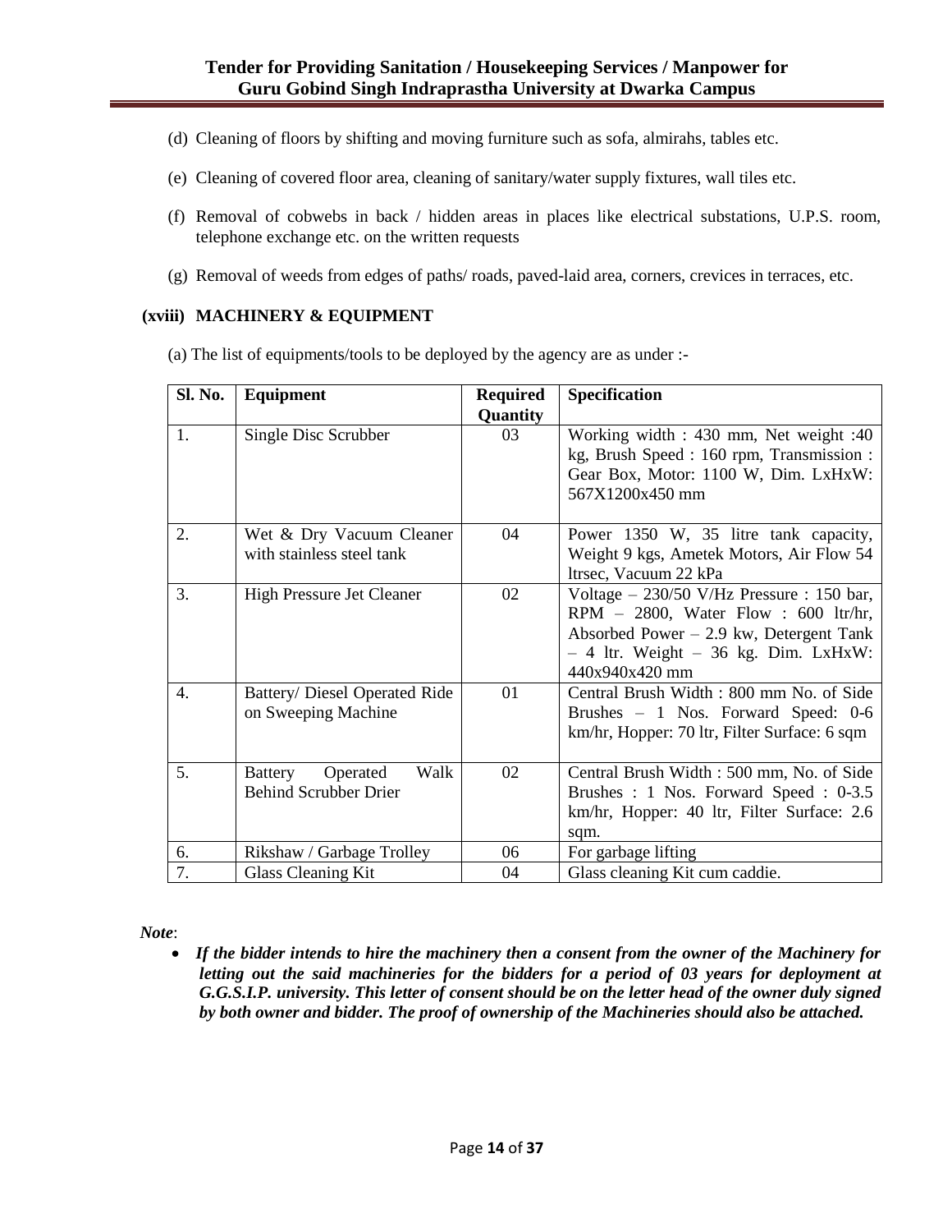(d) Cleaning of floors by shifting and moving furniture such as sofa, almirahs, tables etc.

(e) Cleaning of covered floor area, cleaning of sanitary/water supply fixtures, wall tiles etc.

(f) Removal of cobwebs in back / hidden areas in places like electrical substations, U.P.S. room, telephone exchange etc. on the written requests

(g) Removal of weeds from edges of paths/ roads, paved-laid area, corners, crevices in terraces, etc.

**(xviii) MACHINERY & EQUIPMENT**

(a) The list of equipments/tools to be deployed by the agency are as under :-

| Sl. No. | Equipment | Required Quantity | Specification |
|---|---|---|---|
| 1. | Single Disc Scrubber | 03 | Working width : 430 mm, Net weight :40 kg, Brush Speed : 160 rpm, Transmission : Gear Box, Motor: 1100 W, Dim. LxHxW: 567X1200x450 mm |
| 2. | Wet & Dry Vacuum Cleaner with stainless steel tank | 04 | Power 1350 W, 35 litre tank capacity, Weight 9 kgs, Ametek Motors, Air Flow 54 ltrsec, Vacuum 22 kPa |
| 3. | High Pressure Jet Cleaner | 02 | Voltage – 230/50 V/Hz Pressure : 150 bar, RPM – 2800, Water Flow : 600 ltr/hr, Absorbed Power – 2.9 kw, Detergent Tank – 4 ltr. Weight – 36 kg. Dim. LxHxW: 440x940x420 mm |
| 4. | Battery/ Diesel Operated Ride on Sweeping Machine | 01 | Central Brush Width : 800 mm No. of Side Brushes – 1 Nos. Forward Speed: 0-6 km/hr, Hopper: 70 ltr, Filter Surface: 6 sqm |
| 5. | Battery Operated Walk Behind Scrubber Drier | 02 | Central Brush Width : 500 mm, No. of Side Brushes : 1 Nos. Forward Speed : 0-3.5 km/hr, Hopper: 40 ltr, Filter Surface: 2.6 sqm. |
| 6. | Rikshaw / Garbage Trolley | 06 | For garbage lifting |
| 7. | Glass Cleaning Kit | 04 | Glass cleaning Kit cum caddie. |

*Note*:

- ***If the bidder intends to hire the machinery then a consent from the owner of the Machinery for letting out the said machineries for the bidders for a period of 03 years for deployment at G.G.S.I.P. university. This letter of consent should be on the letter head of the owner duly signed by both owner and bidder. The proof of ownership of the Machineries should also be attached.***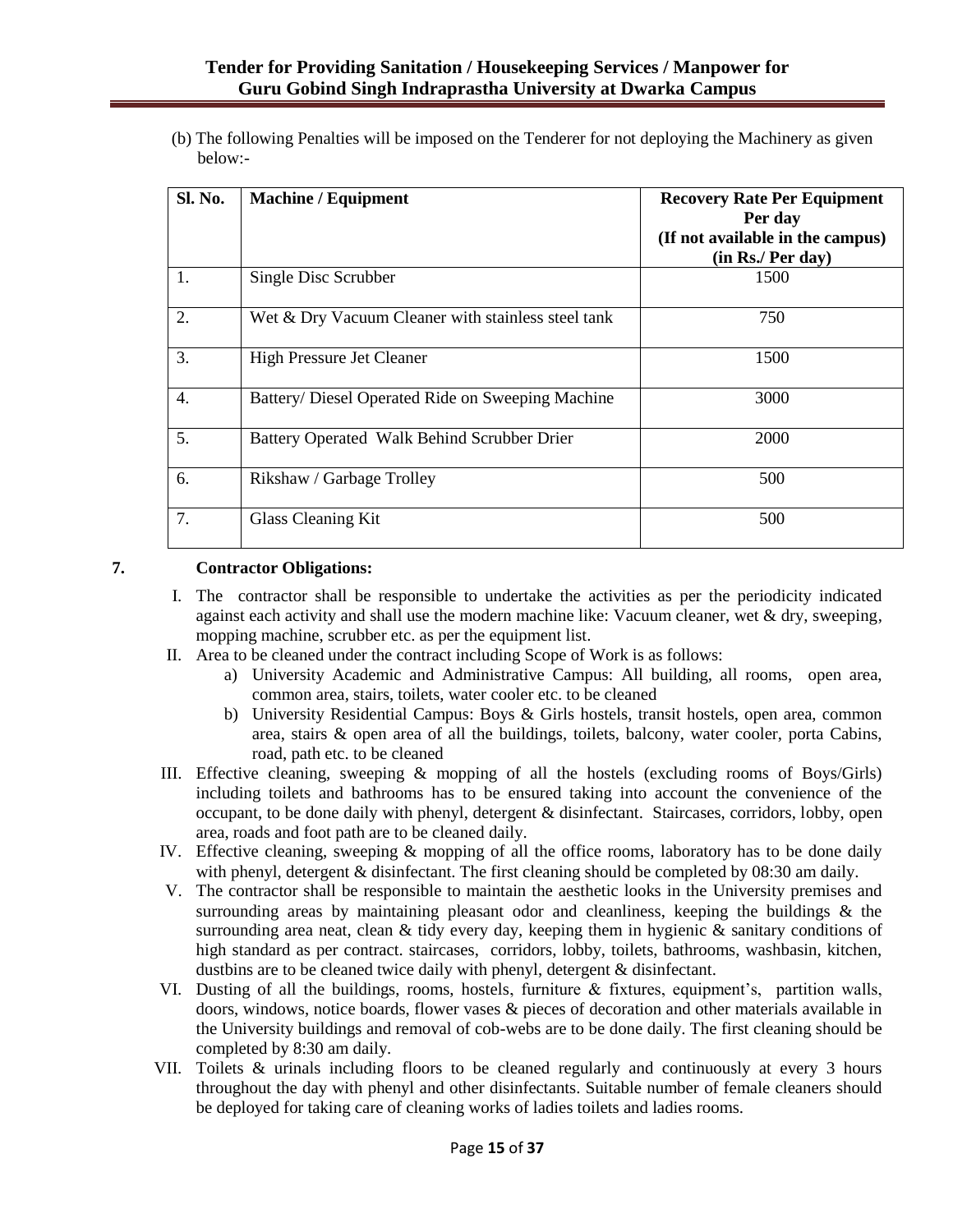(b) The following Penalties will be imposed on the Tenderer for not deploying the Machinery as given below:-

| Sl. No. | Machine / Equipment | Recovery Rate Per Equipment Per day (If not available in the campus) (in Rs./ Per day) |
|---|---|---|
| 1. | Single Disc Scrubber | 1500 |
| 2. | Wet & Dry Vacuum Cleaner with stainless steel tank | 750 |
| 3. | High Pressure Jet Cleaner | 1500 |
| 4. | Battery/ Diesel Operated Ride on Sweeping Machine | 3000 |
| 5. | Battery Operated Walk Behind Scrubber Drier | 2000 |
| 6. | Rikshaw / Garbage Trolley | 500 |
| 7. | Glass Cleaning Kit | 500 |

**7. Contractor Obligations:**

I. The contractor shall be responsible to undertake the activities as per the periodicity indicated against each activity and shall use the modern machine like: Vacuum cleaner, wet & dry, sweeping, mopping machine, scrubber etc. as per the equipment list.

II. Area to be cleaned under the contract including Scope of Work is as follows:
   a) University Academic and Administrative Campus: All building, all rooms, open area, common area, stairs, toilets, water cooler etc. to be cleaned
   b) University Residential Campus: Boys & Girls hostels, transit hostels, open area, common area, stairs & open area of all the buildings, toilets, balcony, water cooler, porta Cabins, road, path etc. to be cleaned

III. Effective cleaning, sweeping & mopping of all the hostels (excluding rooms of Boys/Girls) including toilets and bathrooms has to be ensured taking into account the convenience of the occupant, to be done daily with phenyl, detergent & disinfectant. Staircases, corridors, lobby, open area, roads and foot path are to be cleaned daily.

IV. Effective cleaning, sweeping & mopping of all the office rooms, laboratory has to be done daily with phenyl, detergent & disinfectant. The first cleaning should be completed by 08:30 am daily.

V. The contractor shall be responsible to maintain the aesthetic looks in the University premises and surrounding areas by maintaining pleasant odor and cleanliness, keeping the buildings & the surrounding area neat, clean & tidy every day, keeping them in hygienic & sanitary conditions of high standard as per contract. staircases, corridors, lobby, toilets, bathrooms, washbasin, kitchen, dustbins are to be cleaned twice daily with phenyl, detergent & disinfectant.

VI. Dusting of all the buildings, rooms, hostels, furniture & fixtures, equipment's, partition walls, doors, windows, notice boards, flower vases & pieces of decoration and other materials available in the University buildings and removal of cob-webs are to be done daily. The first cleaning should be completed by 8:30 am daily.

VII. Toilets & urinals including floors to be cleaned regularly and continuously at every 3 hours throughout the day with phenyl and other disinfectants. Suitable number of female cleaners should be deployed for taking care of cleaning works of ladies toilets and ladies rooms.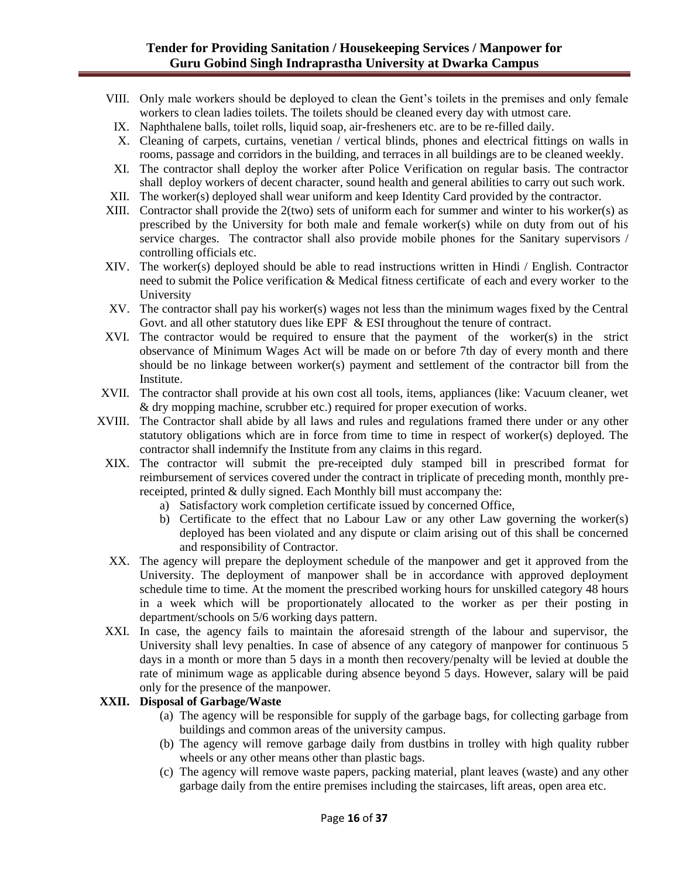VIII. Only male workers should be deployed to clean the Gent's toilets in the premises and only female workers to clean ladies toilets. The toilets should be cleaned every day with utmost care.

IX. Naphthalene balls, toilet rolls, liquid soap, air-fresheners etc. are to be re-filled daily.

X. Cleaning of carpets, curtains, venetian / vertical blinds, phones and electrical fittings on walls in rooms, passage and corridors in the building, and terraces in all buildings are to be cleaned weekly.

XI. The contractor shall deploy the worker after Police Verification on regular basis. The contractor shall deploy workers of decent character, sound health and general abilities to carry out such work.

XII. The worker(s) deployed shall wear uniform and keep Identity Card provided by the contractor.

XIII. Contractor shall provide the 2(two) sets of uniform each for summer and winter to his worker(s) as prescribed by the University for both male and female worker(s) while on duty from out of his service charges. The contractor shall also provide mobile phones for the Sanitary supervisors / controlling officials etc.

XIV. The worker(s) deployed should be able to read instructions written in Hindi / English. Contractor need to submit the Police verification & Medical fitness certificate of each and every worker to the University

XV. The contractor shall pay his worker(s) wages not less than the minimum wages fixed by the Central Govt. and all other statutory dues like EPF & ESI throughout the tenure of contract.

XVI. The contractor would be required to ensure that the payment of the worker(s) in the strict observance of Minimum Wages Act will be made on or before 7th day of every month and there should be no linkage between worker(s) payment and settlement of the contractor bill from the Institute.

XVII. The contractor shall provide at his own cost all tools, items, appliances (like: Vacuum cleaner, wet & dry mopping machine, scrubber etc.) required for proper execution of works.

XVIII. The Contractor shall abide by all laws and rules and regulations framed there under or any other statutory obligations which are in force from time to time in respect of worker(s) deployed. The contractor shall indemnify the Institute from any claims in this regard.

XIX. The contractor will submit the pre-receipted duly stamped bill in prescribed format for reimbursement of services covered under the contract in triplicate of preceding month, monthly pre-receipted, printed & dully signed. Each Monthly bill must accompany the:

a) Satisfactory work completion certificate issued by concerned Office,

b) Certificate to the effect that no Labour Law or any other Law governing the worker(s) deployed has been violated and any dispute or claim arising out of this shall be concerned and responsibility of Contractor.

XX. The agency will prepare the deployment schedule of the manpower and get it approved from the University. The deployment of manpower shall be in accordance with approved deployment schedule time to time. At the moment the prescribed working hours for unskilled category 48 hours in a week which will be proportionately allocated to the worker as per their posting in department/schools on 5/6 working days pattern.

XXI. In case, the agency fails to maintain the aforesaid strength of the labour and supervisor, the University shall levy penalties. In case of absence of any category of manpower for continuous 5 days in a month or more than 5 days in a month then recovery/penalty will be levied at double the rate of minimum wage as applicable during absence beyond 5 days. However, salary will be paid only for the presence of the manpower.

**XXII. Disposal of Garbage/Waste**

(a) The agency will be responsible for supply of the garbage bags, for collecting garbage from buildings and common areas of the university campus.

(b) The agency will remove garbage daily from dustbins in trolley with high quality rubber wheels or any other means other than plastic bags.

(c) The agency will remove waste papers, packing material, plant leaves (waste) and any other garbage daily from the entire premises including the staircases, lift areas, open area etc.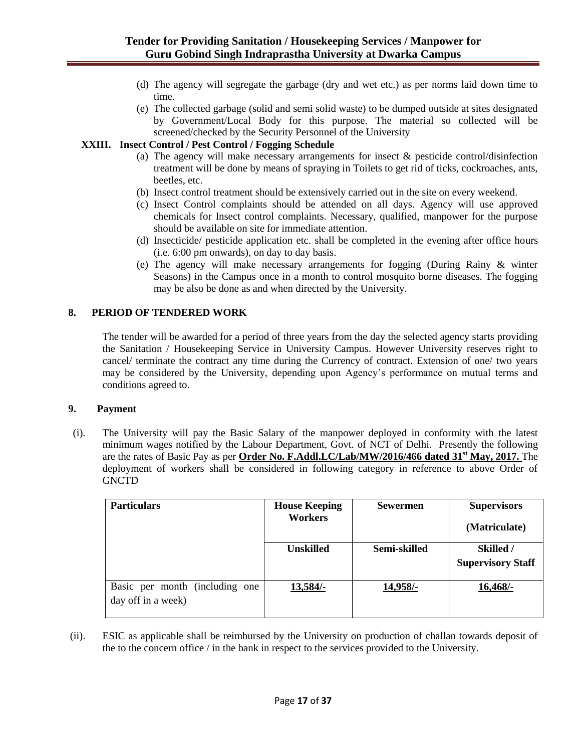(d) The agency will segregate the garbage (dry and wet etc.) as per norms laid down time to time.

(e) The collected garbage (solid and semi solid waste) to be dumped outside at sites designated by Government/Local Body for this purpose. The material so collected will be screened/checked by the Security Personnel of the University

**XXIII. Insect Control / Pest Control / Fogging Schedule**

(a) The agency will make necessary arrangements for insect & pesticide control/disinfection treatment will be done by means of spraying in Toilets to get rid of ticks, cockroaches, ants, beetles, etc.

(b) Insect control treatment should be extensively carried out in the site on every weekend.

(c) Insect Control complaints should be attended on all days. Agency will use approved chemicals for Insect control complaints. Necessary, qualified, manpower for the purpose should be available on site for immediate attention.

(d) Insecticide/ pesticide application etc. shall be completed in the evening after office hours (i.e. 6:00 pm onwards), on day to day basis.

(e) The agency will make necessary arrangements for fogging (During Rainy & winter Seasons) in the Campus once in a month to control mosquito borne diseases. The fogging may be also be done as and when directed by the University.

## 8. PERIOD OF TENDERED WORK

The tender will be awarded for a period of three years from the day the selected agency starts providing the Sanitation / Housekeeping Service in University Campus. However University reserves right to cancel/ terminate the contract any time during the Currency of contract. Extension of one/ two years may be considered by the University, depending upon Agency's performance on mutual terms and conditions agreed to.

## 9. Payment

(i). The University will pay the Basic Salary of the manpower deployed in conformity with the latest minimum wages notified by the Labour Department, Govt. of NCT of Delhi. Presently the following are the rates of Basic Pay as per **Order No. F.Addl.LC/Lab/MW/2016/466 dated 31st May, 2017.** The deployment of workers shall be considered in following category in reference to above Order of GNCTD

| Particulars | House Keeping Workers | Sewermen | Supervisors (Matriculate) |
|---|---|---|---|
| | **Unskilled** | **Semi-skilled** | **Skilled / Supervisory Staff** |
| Basic per month (including one day off in a week) | **13,584/-** | **14,958/-** | **16,468/-** |

(ii). ESIC as applicable shall be reimbursed by the University on production of challan towards deposit of the to the concern office / in the bank in respect to the services provided to the University.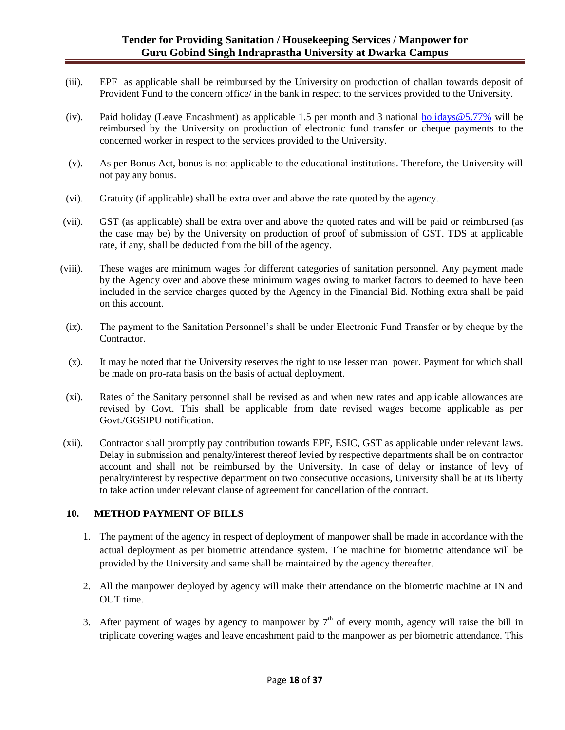(iii). EPF as applicable shall be reimbursed by the University on production of challan towards deposit of Provident Fund to the concern office/ in the bank in respect to the services provided to the University.

(iv). Paid holiday (Leave Encashment) as applicable 1.5 per month and 3 national holidays@5.77% will be reimbursed by the University on production of electronic fund transfer or cheque payments to the concerned worker in respect to the services provided to the University.

(v). As per Bonus Act, bonus is not applicable to the educational institutions. Therefore, the University will not pay any bonus.

(vi). Gratuity (if applicable) shall be extra over and above the rate quoted by the agency.

(vii). GST (as applicable) shall be extra over and above the quoted rates and will be paid or reimbursed (as the case may be) by the University on production of proof of submission of GST. TDS at applicable rate, if any, shall be deducted from the bill of the agency.

(viii). These wages are minimum wages for different categories of sanitation personnel. Any payment made by the Agency over and above these minimum wages owing to market factors to deemed to have been included in the service charges quoted by the Agency in the Financial Bid. Nothing extra shall be paid on this account.

(ix). The payment to the Sanitation Personnel's shall be under Electronic Fund Transfer or by cheque by the Contractor.

(x). It may be noted that the University reserves the right to use lesser man power. Payment for which shall be made on pro-rata basis on the basis of actual deployment.

(xi). Rates of the Sanitary personnel shall be revised as and when new rates and applicable allowances are revised by Govt. This shall be applicable from date revised wages become applicable as per Govt./GGSIPU notification.

(xii). Contractor shall promptly pay contribution towards EPF, ESIC, GST as applicable under relevant laws. Delay in submission and penalty/interest thereof levied by respective departments shall be on contractor account and shall not be reimbursed by the University. In case of delay or instance of levy of penalty/interest by respective department on two consecutive occasions, University shall be at its liberty to take action under relevant clause of agreement for cancellation of the contract.

## 10. METHOD PAYMENT OF BILLS

1. The payment of the agency in respect of deployment of manpower shall be made in accordance with the actual deployment as per biometric attendance system. The machine for biometric attendance will be provided by the University and same shall be maintained by the agency thereafter.
2. All the manpower deployed by agency will make their attendance on the biometric machine at IN and OUT time.
3. After payment of wages by agency to manpower by 7th of every month, agency will raise the bill in triplicate covering wages and leave encashment paid to the manpower as per biometric attendance. This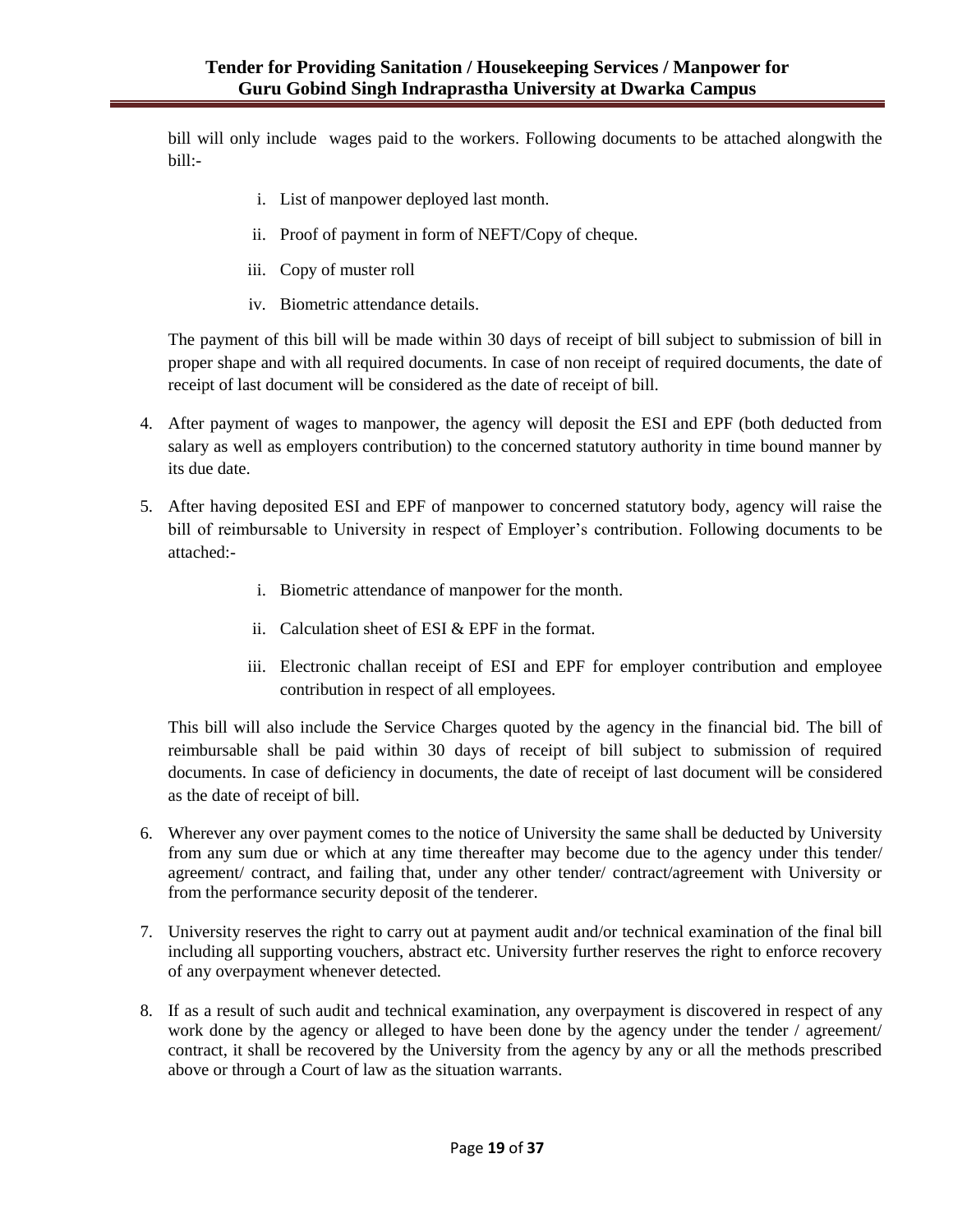bill will only include wages paid to the workers. Following documents to be attached alongwith the bill:-

i. List of manpower deployed last month.

ii. Proof of payment in form of NEFT/Copy of cheque.

iii. Copy of muster roll

iv. Biometric attendance details.

The payment of this bill will be made within 30 days of receipt of bill subject to submission of bill in proper shape and with all required documents. In case of non receipt of required documents, the date of receipt of last document will be considered as the date of receipt of bill.

4. After payment of wages to manpower, the agency will deposit the ESI and EPF (both deducted from salary as well as employers contribution) to the concerned statutory authority in time bound manner by its due date.

5. After having deposited ESI and EPF of manpower to concerned statutory body, agency will raise the bill of reimbursable to University in respect of Employer's contribution. Following documents to be attached:-

   i. Biometric attendance of manpower for the month.

   ii. Calculation sheet of ESI & EPF in the format.

   iii. Electronic challan receipt of ESI and EPF for employer contribution and employee contribution in respect of all employees.

   This bill will also include the Service Charges quoted by the agency in the financial bid. The bill of reimbursable shall be paid within 30 days of receipt of bill subject to submission of required documents. In case of deficiency in documents, the date of receipt of last document will be considered as the date of receipt of bill.

6. Wherever any over payment comes to the notice of University the same shall be deducted by University from any sum due or which at any time thereafter may become due to the agency under this tender/ agreement/ contract, and failing that, under any other tender/ contract/agreement with University or from the performance security deposit of the tenderer.

7. University reserves the right to carry out at payment audit and/or technical examination of the final bill including all supporting vouchers, abstract etc. University further reserves the right to enforce recovery of any overpayment whenever detected.

8. If as a result of such audit and technical examination, any overpayment is discovered in respect of any work done by the agency or alleged to have been done by the agency under the tender / agreement/ contract, it shall be recovered by the University from the agency by any or all the methods prescribed above or through a Court of law as the situation warrants.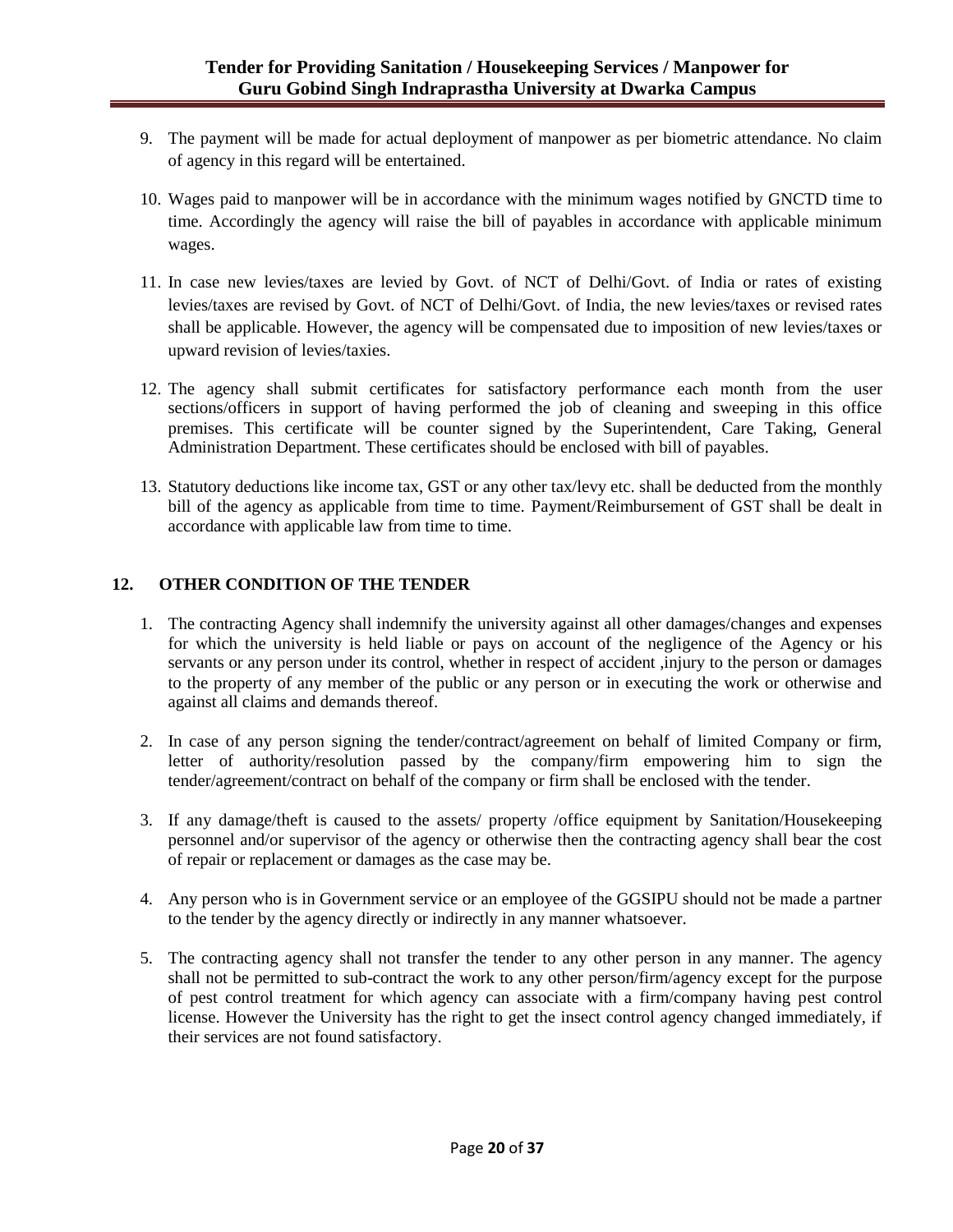9. The payment will be made for actual deployment of manpower as per biometric attendance. No claim of agency in this regard will be entertained.

10. Wages paid to manpower will be in accordance with the minimum wages notified by GNCTD time to time. Accordingly the agency will raise the bill of payables in accordance with applicable minimum wages.

11. In case new levies/taxes are levied by Govt. of NCT of Delhi/Govt. of India or rates of existing levies/taxes are revised by Govt. of NCT of Delhi/Govt. of India, the new levies/taxes or revised rates shall be applicable. However, the agency will be compensated due to imposition of new levies/taxes or upward revision of levies/taxies.

12. The agency shall submit certificates for satisfactory performance each month from the user sections/officers in support of having performed the job of cleaning and sweeping in this office premises. This certificate will be counter signed by the Superintendent, Care Taking, General Administration Department. These certificates should be enclosed with bill of payables.

13. Statutory deductions like income tax, GST or any other tax/levy etc. shall be deducted from the monthly bill of the agency as applicable from time to time. Payment/Reimbursement of GST shall be dealt in accordance with applicable law from time to time.

## 12. OTHER CONDITION OF THE TENDER

1. The contracting Agency shall indemnify the university against all other damages/changes and expenses for which the university is held liable or pays on account of the negligence of the Agency or his servants or any person under its control, whether in respect of accident ,injury to the person or damages to the property of any member of the public or any person or in executing the work or otherwise and against all claims and demands thereof.

2. In case of any person signing the tender/contract/agreement on behalf of limited Company or firm, letter of authority/resolution passed by the company/firm empowering him to sign the tender/agreement/contract on behalf of the company or firm shall be enclosed with the tender.

3. If any damage/theft is caused to the assets/ property /office equipment by Sanitation/Housekeeping personnel and/or supervisor of the agency or otherwise then the contracting agency shall bear the cost of repair or replacement or damages as the case may be.

4. Any person who is in Government service or an employee of the GGSIPU should not be made a partner to the tender by the agency directly or indirectly in any manner whatsoever.

5. The contracting agency shall not transfer the tender to any other person in any manner. The agency shall not be permitted to sub-contract the work to any other person/firm/agency except for the purpose of pest control treatment for which agency can associate with a firm/company having pest control license. However the University has the right to get the insect control agency changed immediately, if their services are not found satisfactory.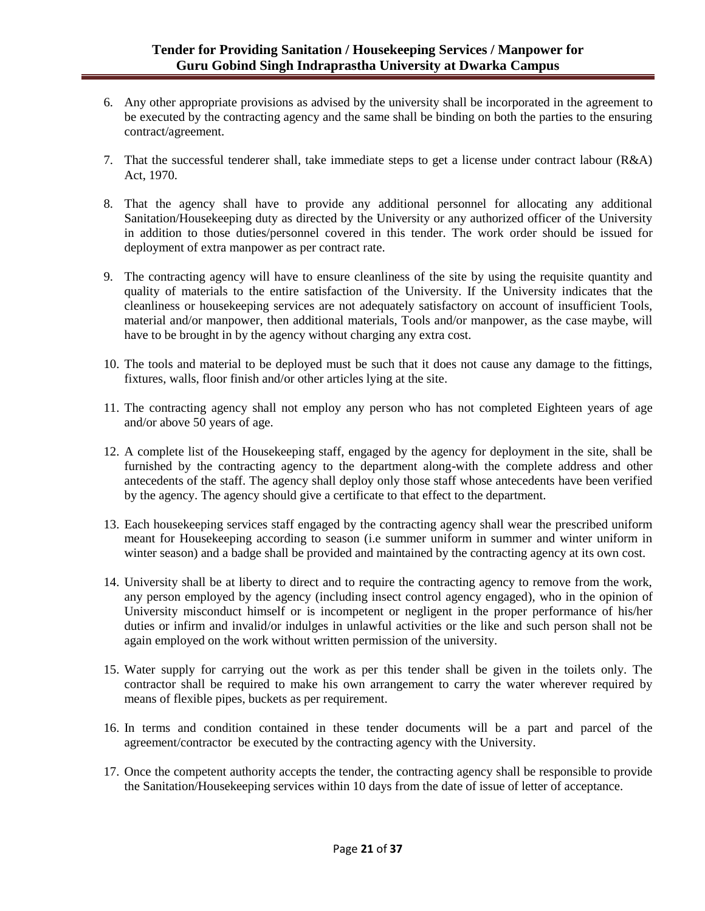6. Any other appropriate provisions as advised by the university shall be incorporated in the agreement to be executed by the contracting agency and the same shall be binding on both the parties to the ensuring contract/agreement.

7. That the successful tenderer shall, take immediate steps to get a license under contract labour (R&A) Act, 1970.

8. That the agency shall have to provide any additional personnel for allocating any additional Sanitation/Housekeeping duty as directed by the University or any authorized officer of the University in addition to those duties/personnel covered in this tender. The work order should be issued for deployment of extra manpower as per contract rate.

9. The contracting agency will have to ensure cleanliness of the site by using the requisite quantity and quality of materials to the entire satisfaction of the University. If the University indicates that the cleanliness or housekeeping services are not adequately satisfactory on account of insufficient Tools, material and/or manpower, then additional materials, Tools and/or manpower, as the case maybe, will have to be brought in by the agency without charging any extra cost.

10. The tools and material to be deployed must be such that it does not cause any damage to the fittings, fixtures, walls, floor finish and/or other articles lying at the site.

11. The contracting agency shall not employ any person who has not completed Eighteen years of age and/or above 50 years of age.

12. A complete list of the Housekeeping staff, engaged by the agency for deployment in the site, shall be furnished by the contracting agency to the department along-with the complete address and other antecedents of the staff. The agency shall deploy only those staff whose antecedents have been verified by the agency. The agency should give a certificate to that effect to the department.

13. Each housekeeping services staff engaged by the contracting agency shall wear the prescribed uniform meant for Housekeeping according to season (i.e summer uniform in summer and winter uniform in winter season) and a badge shall be provided and maintained by the contracting agency at its own cost.

14. University shall be at liberty to direct and to require the contracting agency to remove from the work, any person employed by the agency (including insect control agency engaged), who in the opinion of University misconduct himself or is incompetent or negligent in the proper performance of his/her duties or infirm and invalid/or indulges in unlawful activities or the like and such person shall not be again employed on the work without written permission of the university.

15. Water supply for carrying out the work as per this tender shall be given in the toilets only. The contractor shall be required to make his own arrangement to carry the water wherever required by means of flexible pipes, buckets as per requirement.

16. In terms and condition contained in these tender documents will be a part and parcel of the agreement/contractor be executed by the contracting agency with the University.

17. Once the competent authority accepts the tender, the contracting agency shall be responsible to provide the Sanitation/Housekeeping services within 10 days from the date of issue of letter of acceptance.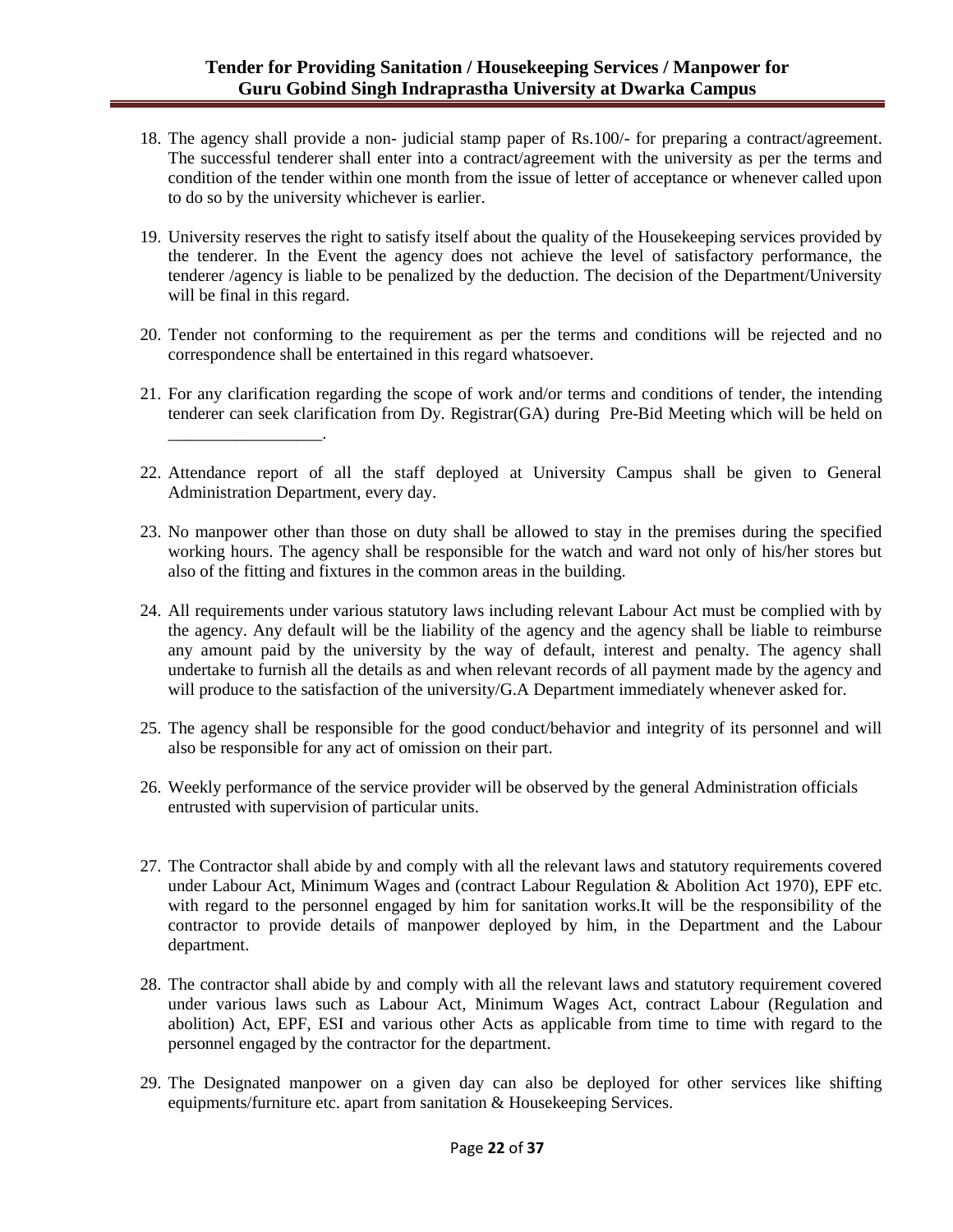18. The agency shall provide a non- judicial stamp paper of Rs.100/- for preparing a contract/agreement. The successful tenderer shall enter into a contract/agreement with the university as per the terms and condition of the tender within one month from the issue of letter of acceptance or whenever called upon to do so by the university whichever is earlier.

19. University reserves the right to satisfy itself about the quality of the Housekeeping services provided by the tenderer. In the Event the agency does not achieve the level of satisfactory performance, the tenderer /agency is liable to be penalized by the deduction. The decision of the Department/University will be final in this regard.

20. Tender not conforming to the requirement as per the terms and conditions will be rejected and no correspondence shall be entertained in this regard whatsoever.

21. For any clarification regarding the scope of work and/or terms and conditions of tender, the intending tenderer can seek clarification from Dy. Registrar(GA) during Pre-Bid Meeting which will be held on __________________.

22. Attendance report of all the staff deployed at University Campus shall be given to General Administration Department, every day.

23. No manpower other than those on duty shall be allowed to stay in the premises during the specified working hours. The agency shall be responsible for the watch and ward not only of his/her stores but also of the fitting and fixtures in the common areas in the building.

24. All requirements under various statutory laws including relevant Labour Act must be complied with by the agency. Any default will be the liability of the agency and the agency shall be liable to reimburse any amount paid by the university by the way of default, interest and penalty. The agency shall undertake to furnish all the details as and when relevant records of all payment made by the agency and will produce to the satisfaction of the university/G.A Department immediately whenever asked for.

25. The agency shall be responsible for the good conduct/behavior and integrity of its personnel and will also be responsible for any act of omission on their part.

26. Weekly performance of the service provider will be observed by the general Administration officials entrusted with supervision of particular units.

27. The Contractor shall abide by and comply with all the relevant laws and statutory requirements covered under Labour Act, Minimum Wages and (contract Labour Regulation & Abolition Act 1970), EPF etc. with regard to the personnel engaged by him for sanitation works.It will be the responsibility of the contractor to provide details of manpower deployed by him, in the Department and the Labour department.

28. The contractor shall abide by and comply with all the relevant laws and statutory requirement covered under various laws such as Labour Act, Minimum Wages Act, contract Labour (Regulation and abolition) Act, EPF, ESI and various other Acts as applicable from time to time with regard to the personnel engaged by the contractor for the department.

29. The Designated manpower on a given day can also be deployed for other services like shifting equipments/furniture etc. apart from sanitation & Housekeeping Services.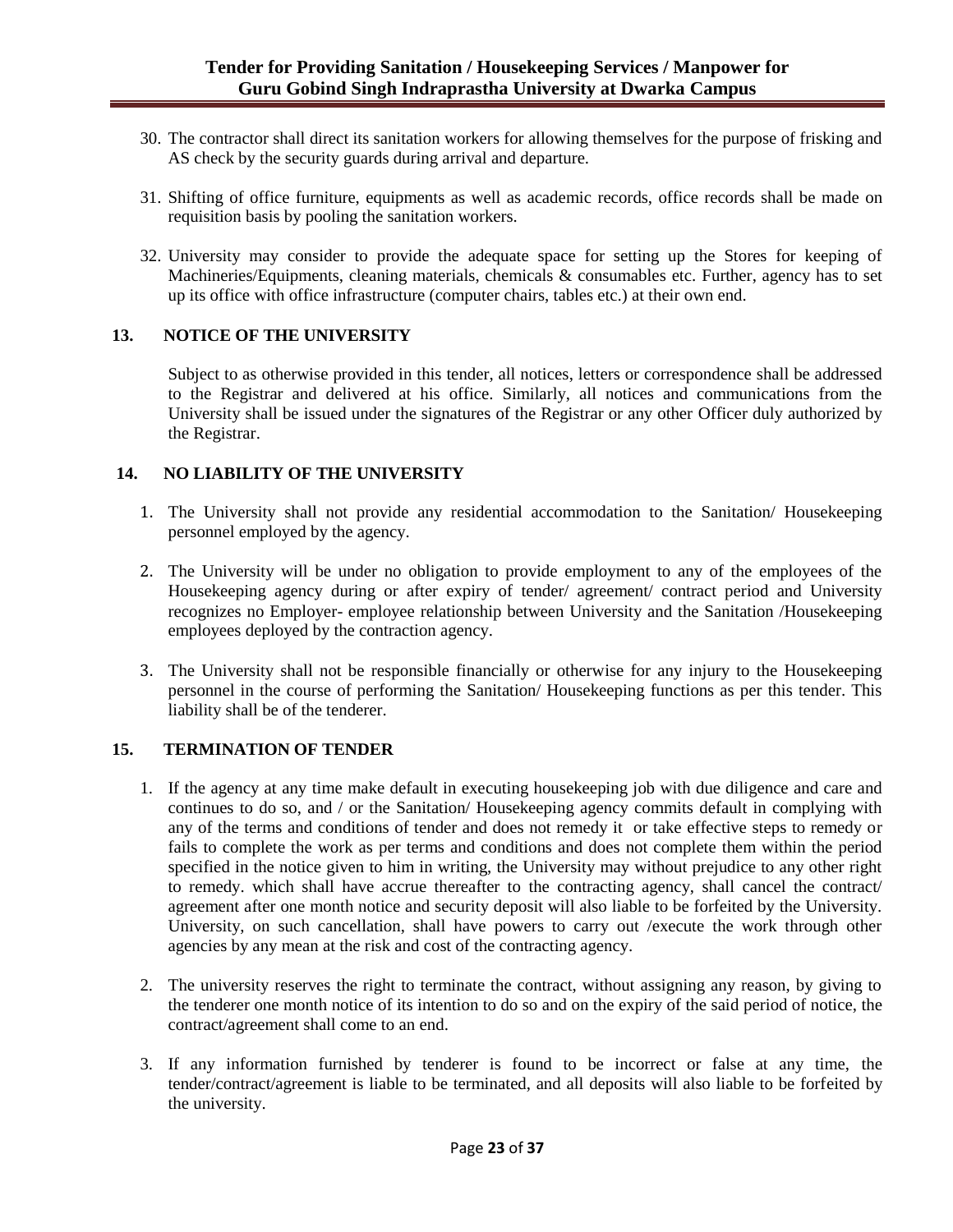30. The contractor shall direct its sanitation workers for allowing themselves for the purpose of frisking and AS check by the security guards during arrival and departure.

31. Shifting of office furniture, equipments as well as academic records, office records shall be made on requisition basis by pooling the sanitation workers.

32. University may consider to provide the adequate space for setting up the Stores for keeping of Machineries/Equipments, cleaning materials, chemicals & consumables etc. Further, agency has to set up its office with office infrastructure (computer chairs, tables etc.) at their own end.

## 13. NOTICE OF THE UNIVERSITY

Subject to as otherwise provided in this tender, all notices, letters or correspondence shall be addressed to the Registrar and delivered at his office. Similarly, all notices and communications from the University shall be issued under the signatures of the Registrar or any other Officer duly authorized by the Registrar.

## 14. NO LIABILITY OF THE UNIVERSITY

1. The University shall not provide any residential accommodation to the Sanitation/ Housekeeping personnel employed by the agency.

2. The University will be under no obligation to provide employment to any of the employees of the Housekeeping agency during or after expiry of tender/ agreement/ contract period and University recognizes no Employer- employee relationship between University and the Sanitation /Housekeeping employees deployed by the contraction agency.

3. The University shall not be responsible financially or otherwise for any injury to the Housekeeping personnel in the course of performing the Sanitation/ Housekeeping functions as per this tender. This liability shall be of the tenderer.

## 15. TERMINATION OF TENDER

1. If the agency at any time make default in executing housekeeping job with due diligence and care and continues to do so, and / or the Sanitation/ Housekeeping agency commits default in complying with any of the terms and conditions of tender and does not remedy it or take effective steps to remedy or fails to complete the work as per terms and conditions and does not complete them within the period specified in the notice given to him in writing, the University may without prejudice to any other right to remedy. which shall have accrue thereafter to the contracting agency, shall cancel the contract/ agreement after one month notice and security deposit will also liable to be forfeited by the University. University, on such cancellation, shall have powers to carry out /execute the work through other agencies by any mean at the risk and cost of the contracting agency.

2. The university reserves the right to terminate the contract, without assigning any reason, by giving to the tenderer one month notice of its intention to do so and on the expiry of the said period of notice, the contract/agreement shall come to an end.

3. If any information furnished by tenderer is found to be incorrect or false at any time, the tender/contract/agreement is liable to be terminated, and all deposits will also liable to be forfeited by the university.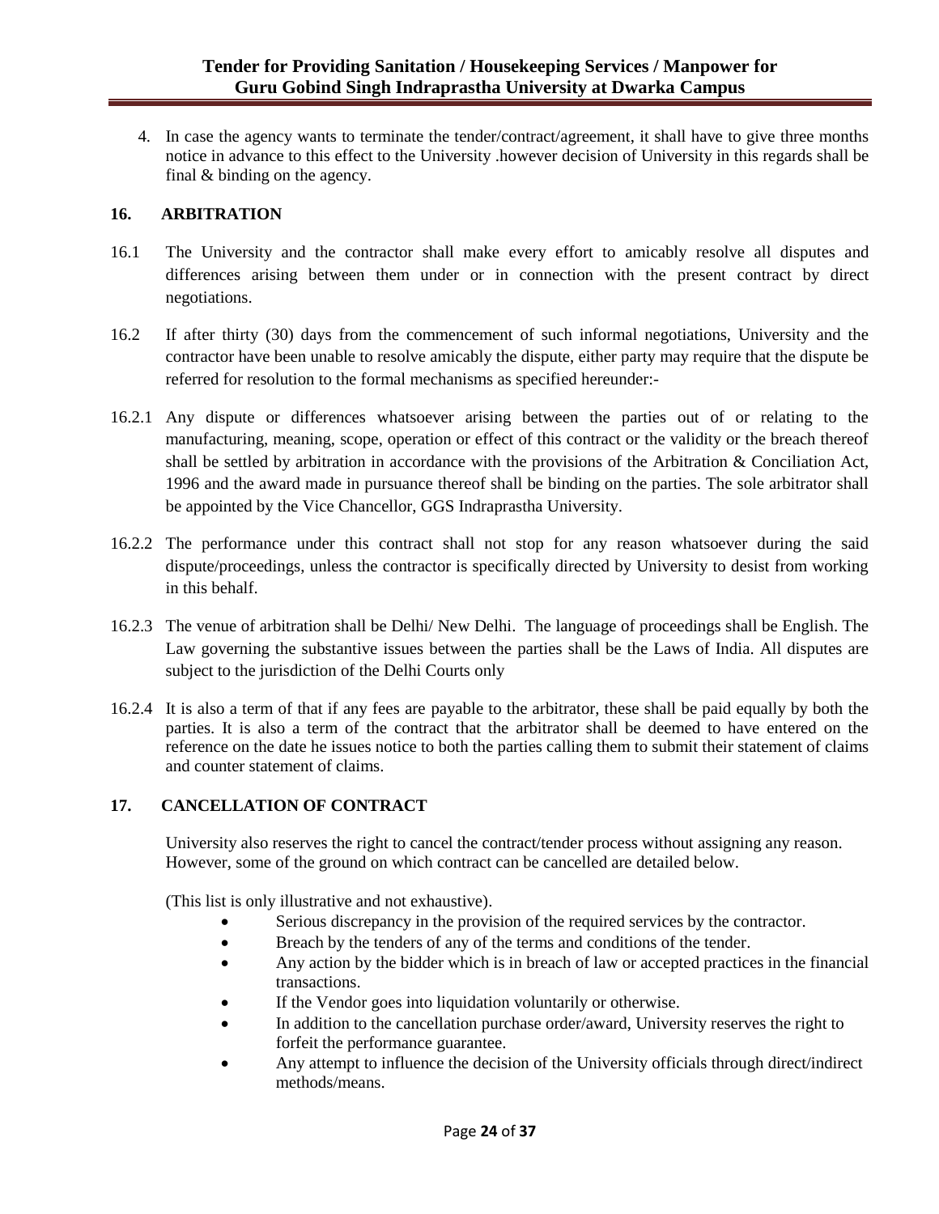4. In case the agency wants to terminate the tender/contract/agreement, it shall have to give three months notice in advance to this effect to the University .however decision of University in this regards shall be final & binding on the agency.

## 16. ARBITRATION

16.1 The University and the contractor shall make every effort to amicably resolve all disputes and differences arising between them under or in connection with the present contract by direct negotiations.

16.2 If after thirty (30) days from the commencement of such informal negotiations, University and the contractor have been unable to resolve amicably the dispute, either party may require that the dispute be referred for resolution to the formal mechanisms as specified hereunder:-

16.2.1 Any dispute or differences whatsoever arising between the parties out of or relating to the manufacturing, meaning, scope, operation or effect of this contract or the validity or the breach thereof shall be settled by arbitration in accordance with the provisions of the Arbitration & Conciliation Act, 1996 and the award made in pursuance thereof shall be binding on the parties. The sole arbitrator shall be appointed by the Vice Chancellor, GGS Indraprastha University.

16.2.2 The performance under this contract shall not stop for any reason whatsoever during the said dispute/proceedings, unless the contractor is specifically directed by University to desist from working in this behalf.

16.2.3 The venue of arbitration shall be Delhi/ New Delhi. The language of proceedings shall be English. The Law governing the substantive issues between the parties shall be the Laws of India. All disputes are subject to the jurisdiction of the Delhi Courts only

16.2.4 It is also a term of that if any fees are payable to the arbitrator, these shall be paid equally by both the parties. It is also a term of the contract that the arbitrator shall be deemed to have entered on the reference on the date he issues notice to both the parties calling them to submit their statement of claims and counter statement of claims.

## 17. CANCELLATION OF CONTRACT

University also reserves the right to cancel the contract/tender process without assigning any reason. However, some of the ground on which contract can be cancelled are detailed below.

(This list is only illustrative and not exhaustive).

- Serious discrepancy in the provision of the required services by the contractor.
- Breach by the tenders of any of the terms and conditions of the tender.
- Any action by the bidder which is in breach of law or accepted practices in the financial transactions.
- If the Vendor goes into liquidation voluntarily or otherwise.
- In addition to the cancellation purchase order/award, University reserves the right to forfeit the performance guarantee.
- Any attempt to influence the decision of the University officials through direct/indirect methods/means.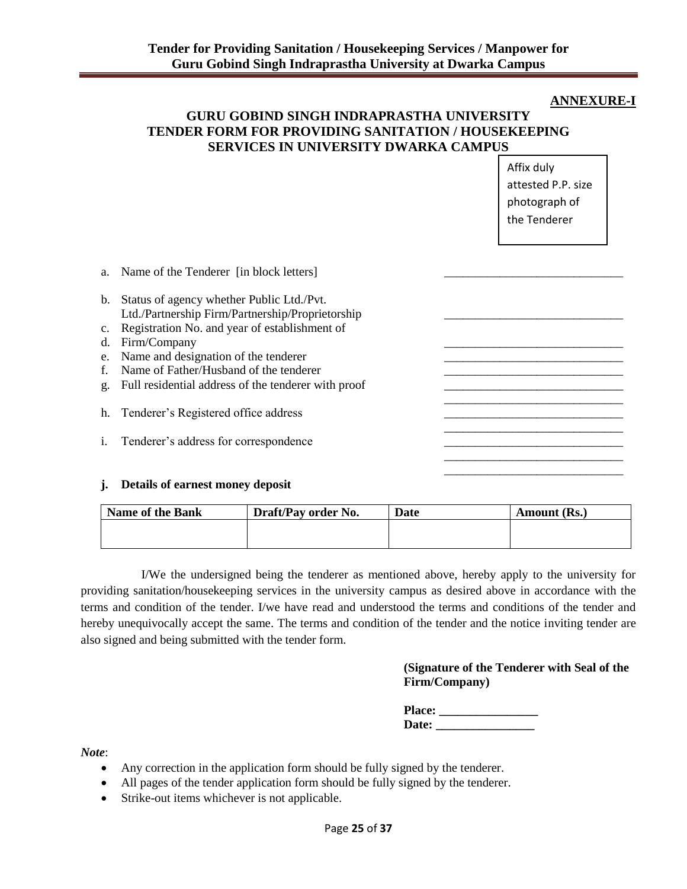**ANNEXURE-I**

## GURU GOBIND SINGH INDRAPRASTHA UNIVERSITY
## TENDER FORM FOR PROVIDING SANITATION / HOUSEKEEPING SERVICES IN UNIVERSITY DWARKA CAMPUS

Affix duly attested P.P. size photograph of the Tenderer

a. Name of the Tenderer [in block letters] ______________________________

b. Status of agency whether Public Ltd./Pvt. Ltd./Partnership Firm/Partnership/Proprietorship ______________________________

c. Registration No. and year of establishment of

d. Firm/Company ______________________________

e. Name and designation of the tenderer ______________________________

f. Name of Father/Husband of the tenderer ______________________________

g. Full residential address of the tenderer with proof ______________________________ ______________________________

h. Tenderer's Registered office address ______________________________ ______________________________

i. Tenderer's address for correspondence ______________________________ ______________________________ ______________________________

**j. Details of earnest money deposit**

| Name of the Bank | Draft/Pay order No. | Date | Amount (Rs.) |
|---|---|---|---|
| | | | |

I/We the undersigned being the tenderer as mentioned above, hereby apply to the university for providing sanitation/housekeeping services in the university campus as desired above in accordance with the terms and condition of the tender. I/we have read and understood the terms and conditions of the tender and hereby unequivocally accept the same. The terms and condition of the tender and the notice inviting tender are also signed and being submitted with the tender form.

**(Signature of the Tenderer with Seal of the Firm/Company)**

**Place: ________________**
**Date: ________________**

***Note***:

- Any correction in the application form should be fully signed by the tenderer.
- All pages of the tender application form should be fully signed by the tenderer.
- Strike-out items whichever is not applicable.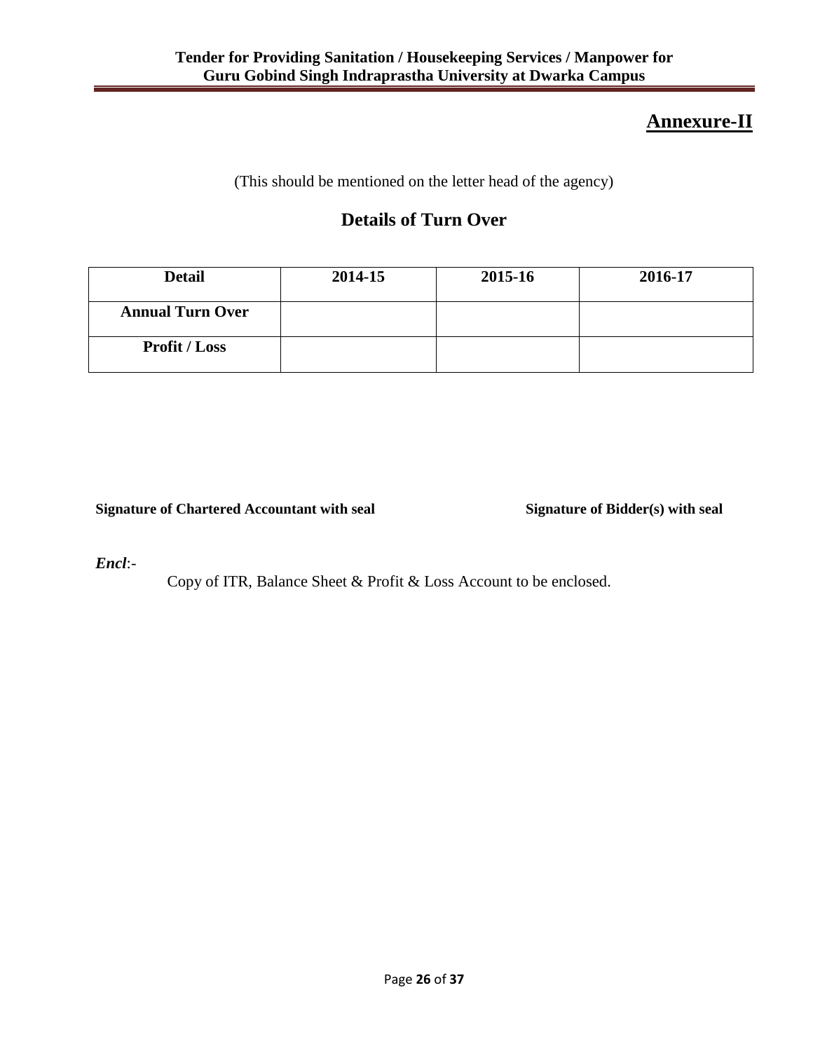## Annexure-II

(This should be mentioned on the letter head of the agency)

## Details of Turn Over

| Detail | 2014-15 | 2015-16 | 2016-17 |
|---|---|---|---|
| **Annual Turn Over** | | | |
| **Profit / Loss** | | | |

**Signature of Chartered Accountant with seal** **Signature of Bidder(s) with seal**

***Encl***:-

Copy of ITR, Balance Sheet & Profit & Loss Account to be enclosed.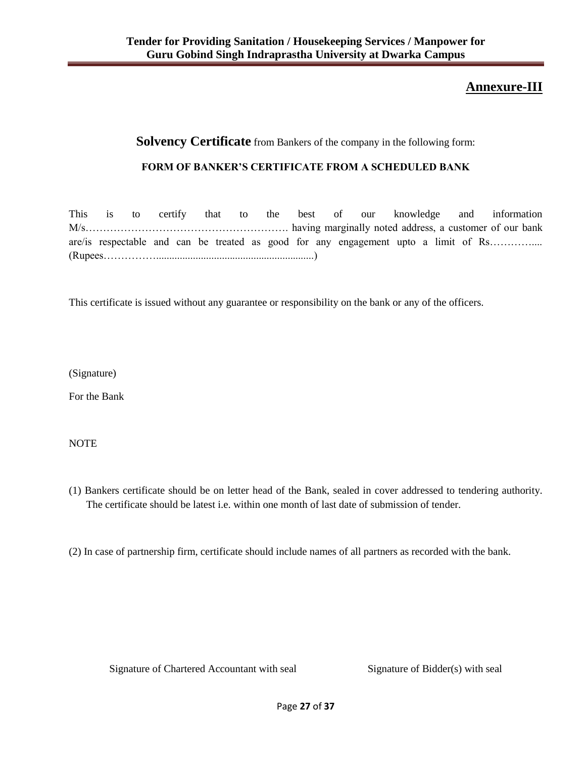## Annexure-III

**Solvency Certificate** from Bankers of the company in the following form:

**FORM OF BANKER'S CERTIFICATE FROM A SCHEDULED BANK**

This is to certify that to the best of our knowledge and information M/s…………………………………………………. having marginally noted address, a customer of our bank are/is respectable and can be treated as good for any engagement upto a limit of Rs………….... (Rupees……………...........................................................)

This certificate is issued without any guarantee or responsibility on the bank or any of the officers.

(Signature)

For the Bank

NOTE

(1) Bankers certificate should be on letter head of the Bank, sealed in cover addressed to tendering authority. The certificate should be latest i.e. within one month of last date of submission of tender.

(2) In case of partnership firm, certificate should include names of all partners as recorded with the bank.

Signature of Chartered Accountant with seal          Signature of Bidder(s) with seal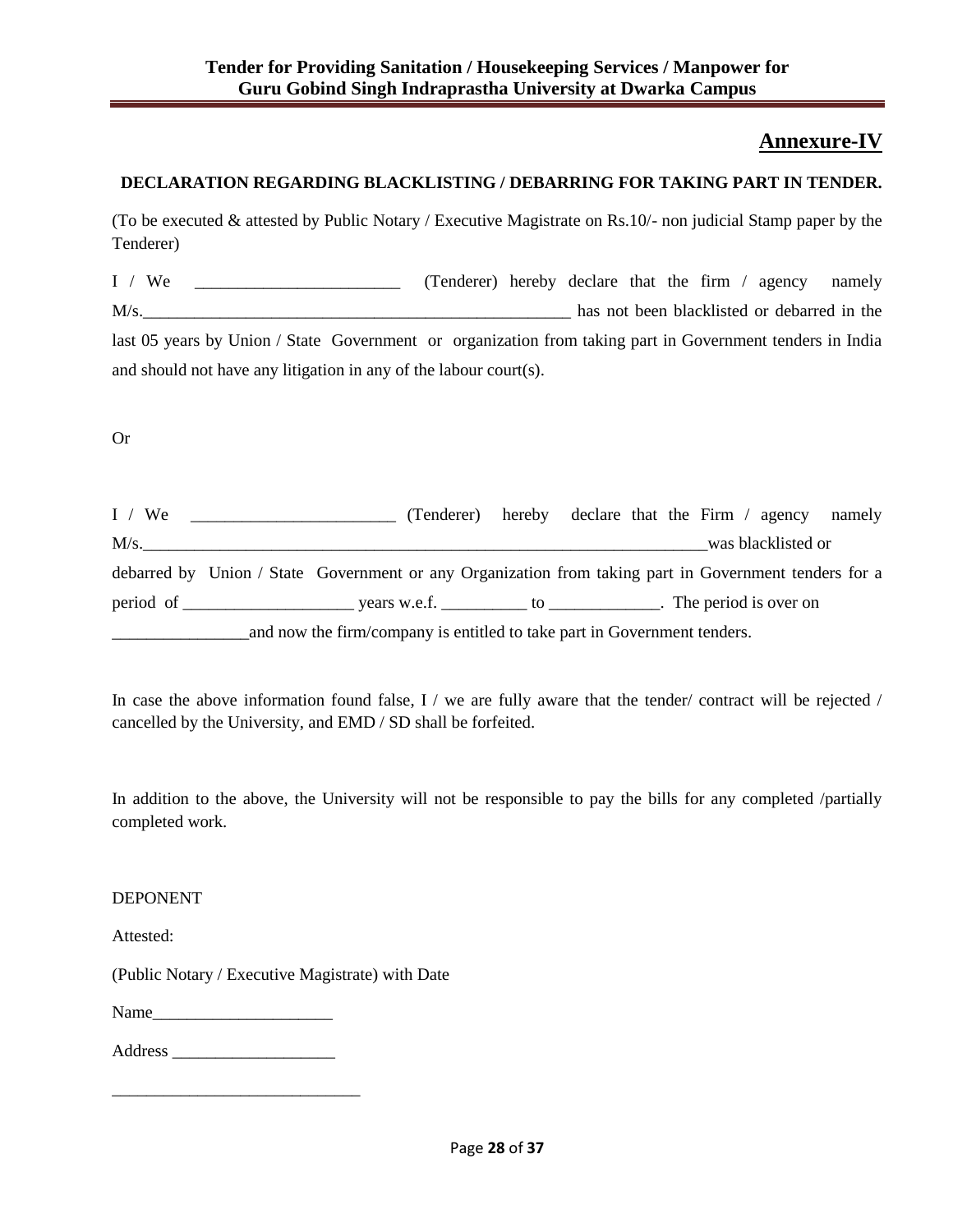## Annexure-IV

**DECLARATION REGARDING BLACKLISTING / DEBARRING FOR TAKING PART IN TENDER.**

(To be executed & attested by Public Notary / Executive Magistrate on Rs.10/- non judicial Stamp paper by the Tenderer)

I / We ________________________ (Tenderer) hereby declare that the firm / agency namely M/s.__________________________________________________ has not been blacklisted or debarred in the last 05 years by Union / State Government or organization from taking part in Government tenders in India and should not have any litigation in any of the labour court(s).

Or

I / We ________________________ (Tenderer) hereby declare that the Firm / agency namely M/s.____________________________________________________________________was blacklisted or debarred by Union / State Government or any Organization from taking part in Government tenders for a period of ___________________ years w.e.f. __________ to _____________. The period is over on ________________and now the firm/company is entitled to take part in Government tenders.

In case the above information found false, I / we are fully aware that the tender/ contract will be rejected / cancelled by the University, and EMD / SD shall be forfeited.

In addition to the above, the University will not be responsible to pay the bills for any completed /partially completed work.

DEPONENT

Attested:

(Public Notary / Executive Magistrate) with Date

Name_____________________

Address ___________________

______________________________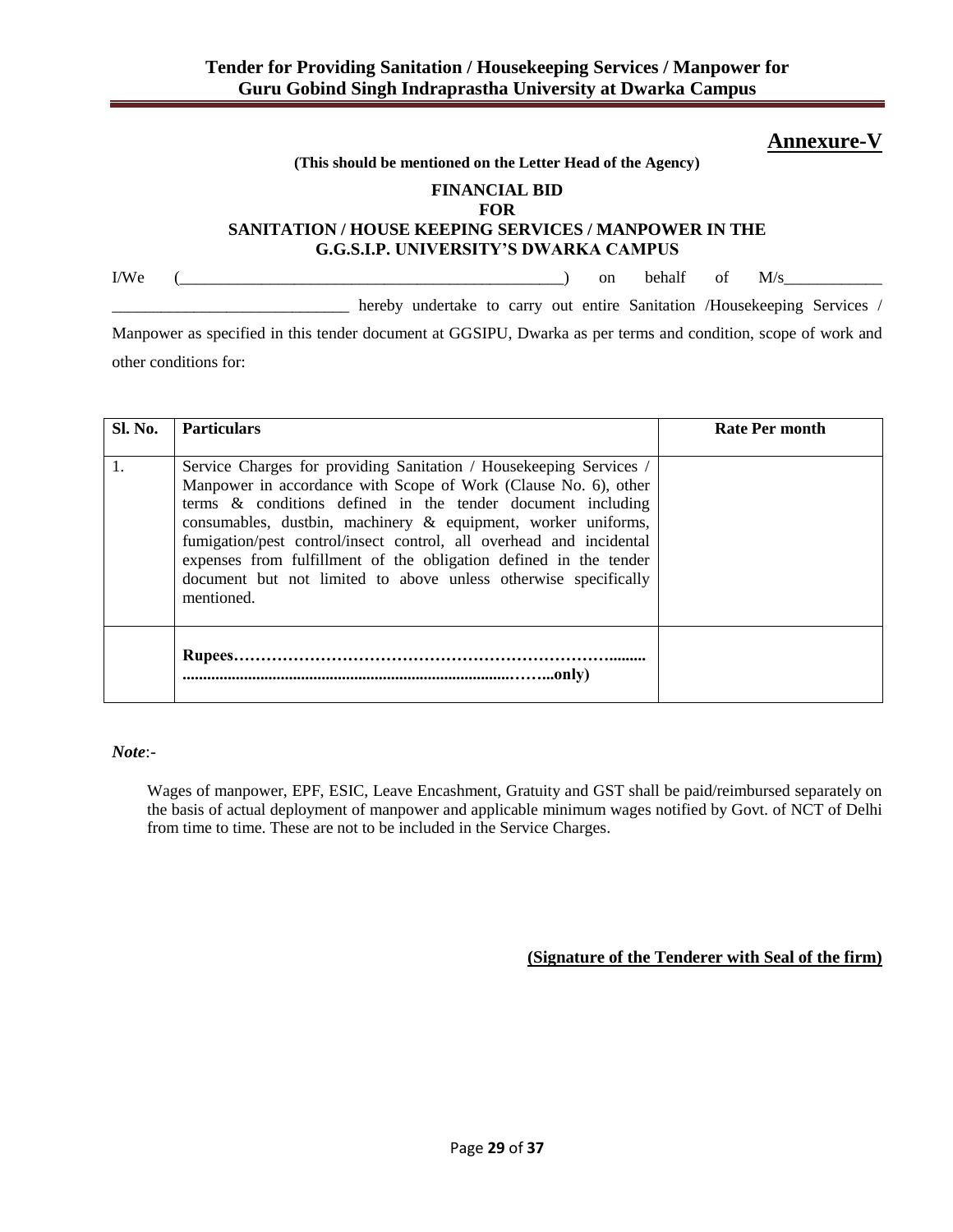# Annexure-V

**(This should be mentioned on the Letter Head of the Agency)**

**FINANCIAL BID**
**FOR**
**SANITATION / HOUSE KEEPING SERVICES / MANPOWER IN THE G.G.S.I.P. UNIVERSITY'S DWARKA CAMPUS**

I/We (_______________________________________________) on behalf of M/s____________ _____________________________ hereby undertake to carry out entire Sanitation /Housekeeping Services / Manpower as specified in this tender document at GGSIPU, Dwarka as per terms and condition, scope of work and other conditions for:

| Sl. No. | Particulars | Rate Per month |
|---|---|---|
| 1. | Service Charges for providing Sanitation / Housekeeping Services / Manpower in accordance with Scope of Work (Clause No. 6), other terms & conditions defined in the tender document including consumables, dustbin, machinery & equipment, worker uniforms, fumigation/pest control/insect control, all overhead and incidental expenses from fulfillment of the obligation defined in the tender document but not limited to above unless otherwise specifically mentioned. | |
| | **Rupees……………………………………………………………......... ..................................................................................……..only)** | |

***Note***:-

Wages of manpower, EPF, ESIC, Leave Encashment, Gratuity and GST shall be paid/reimbursed separately on the basis of actual deployment of manpower and applicable minimum wages notified by Govt. of NCT of Delhi from time to time. These are not to be included in the Service Charges.

**(Signature of the Tenderer with Seal of the firm)**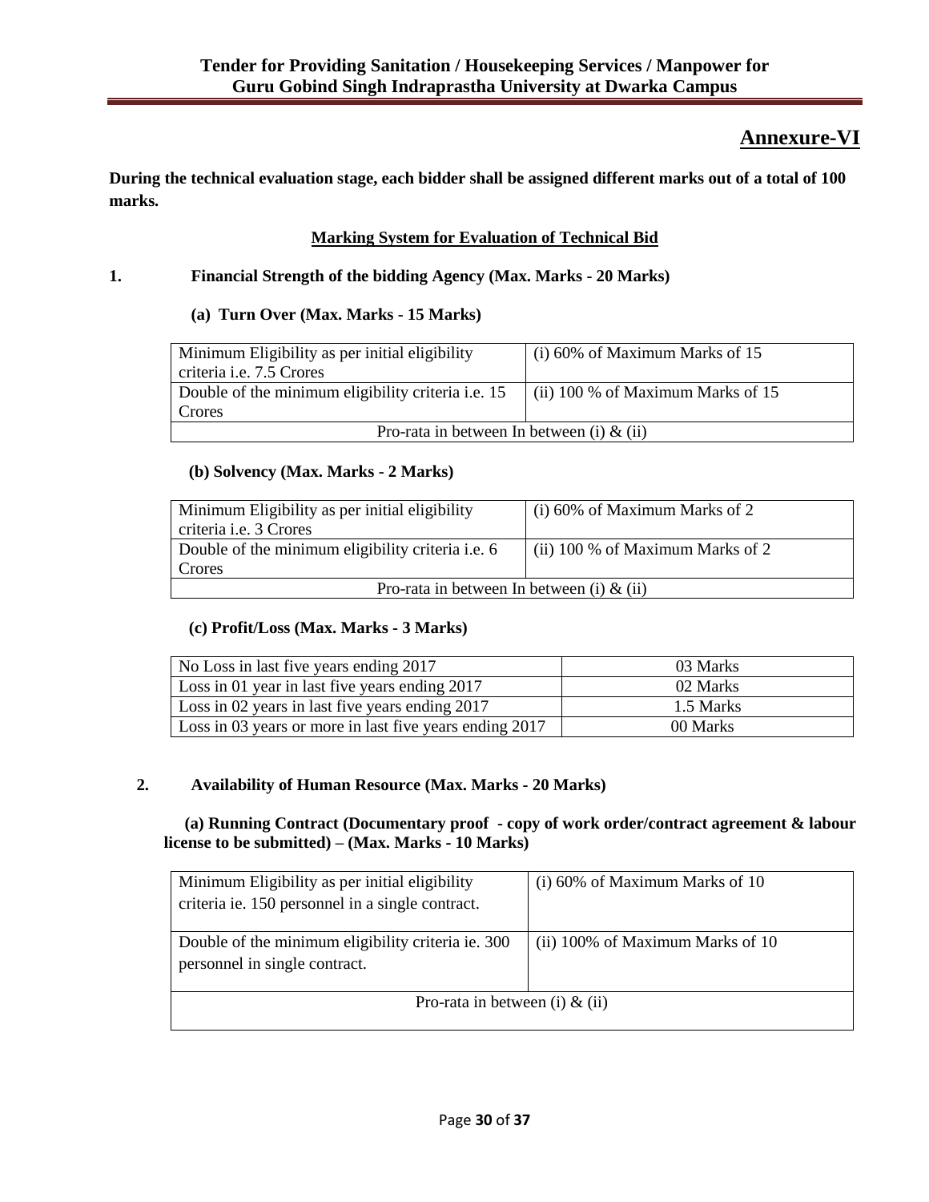## Annexure-VI

**During the technical evaluation stage, each bidder shall be assigned different marks out of a total of 100 marks.**

**Marking System for Evaluation of Technical Bid**

**1. Financial Strength of the bidding Agency (Max. Marks - 20 Marks)**

**(a) Turn Over (Max. Marks - 15 Marks)**

| Minimum Eligibility as per initial eligibility criteria i.e. 7.5 Crores | (i) 60% of Maximum Marks of 15 |
|---|---|
| Double of the minimum eligibility criteria i.e. 15 Crores | (ii) 100 % of Maximum Marks of 15 |
| Pro-rata in between In between (i) & (ii) | |

**(b) Solvency (Max. Marks - 2 Marks)**

| Minimum Eligibility as per initial eligibility criteria i.e. 3 Crores | (i) 60% of Maximum Marks of 2 |
|---|---|
| Double of the minimum eligibility criteria i.e. 6 Crores | (ii) 100 % of Maximum Marks of 2 |
| Pro-rata in between In between (i) & (ii) | |

**(c) Profit/Loss (Max. Marks - 3 Marks)**

| No Loss in last five years ending 2017 | 03 Marks |
|---|---|
| Loss in 01 year in last five years ending 2017 | 02 Marks |
| Loss in 02 years in last five years ending 2017 | 1.5 Marks |
| Loss in 03 years or more in last five years ending 2017 | 00 Marks |

**2. Availability of Human Resource (Max. Marks - 20 Marks)**

**(a) Running Contract (Documentary proof - copy of work order/contract agreement & labour license to be submitted) – (Max. Marks - 10 Marks)**

| Minimum Eligibility as per initial eligibility criteria ie. 150 personnel in a single contract. | (i) 60% of Maximum Marks of 10 |
|---|---|
| Double of the minimum eligibility criteria ie. 300 personnel in single contract. | (ii) 100% of Maximum Marks of 10 |
| Pro-rata in between (i) & (ii) | |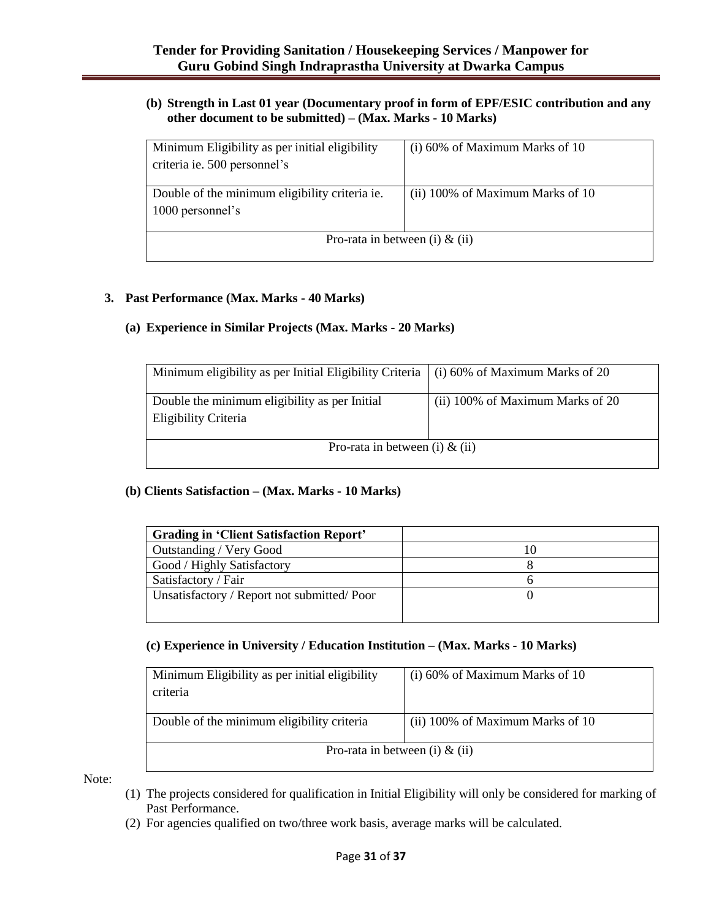**(b) Strength in Last 01 year (Documentary proof in form of EPF/ESIC contribution and any other document to be submitted) – (Max. Marks - 10 Marks)**

| Minimum Eligibility as per initial eligibility criteria ie. 500 personnel's | (i) 60% of Maximum Marks of 10 |
|---|---|
| Double of the minimum eligibility criteria ie. 1000 personnel's | (ii) 100% of Maximum Marks of 10 |
| Pro-rata in between (i) & (ii) | |

**3. Past Performance (Max. Marks - 40 Marks)**

**(a) Experience in Similar Projects (Max. Marks - 20 Marks)**

| Minimum eligibility as per Initial Eligibility Criteria | (i) 60% of Maximum Marks of 20 |
|---|---|
| Double the minimum eligibility as per Initial Eligibility Criteria | (ii) 100% of Maximum Marks of 20 |
| Pro-rata in between (i) & (ii) | |

**(b) Clients Satisfaction – (Max. Marks - 10 Marks)**

| Grading in 'Client Satisfaction Report' | |
|---|---|
| Outstanding / Very Good | 10 |
| Good / Highly Satisfactory | 8 |
| Satisfactory / Fair | 6 |
| Unsatisfactory / Report not submitted/ Poor | 0 |

**(c) Experience in University / Education Institution – (Max. Marks - 10 Marks)**

| Minimum Eligibility as per initial eligibility criteria | (i) 60% of Maximum Marks of 10 |
|---|---|
| Double of the minimum eligibility criteria | (ii) 100% of Maximum Marks of 10 |
| Pro-rata in between (i) & (ii) | |

Note:

(1) The projects considered for qualification in Initial Eligibility will only be considered for marking of Past Performance.

(2) For agencies qualified on two/three work basis, average marks will be calculated.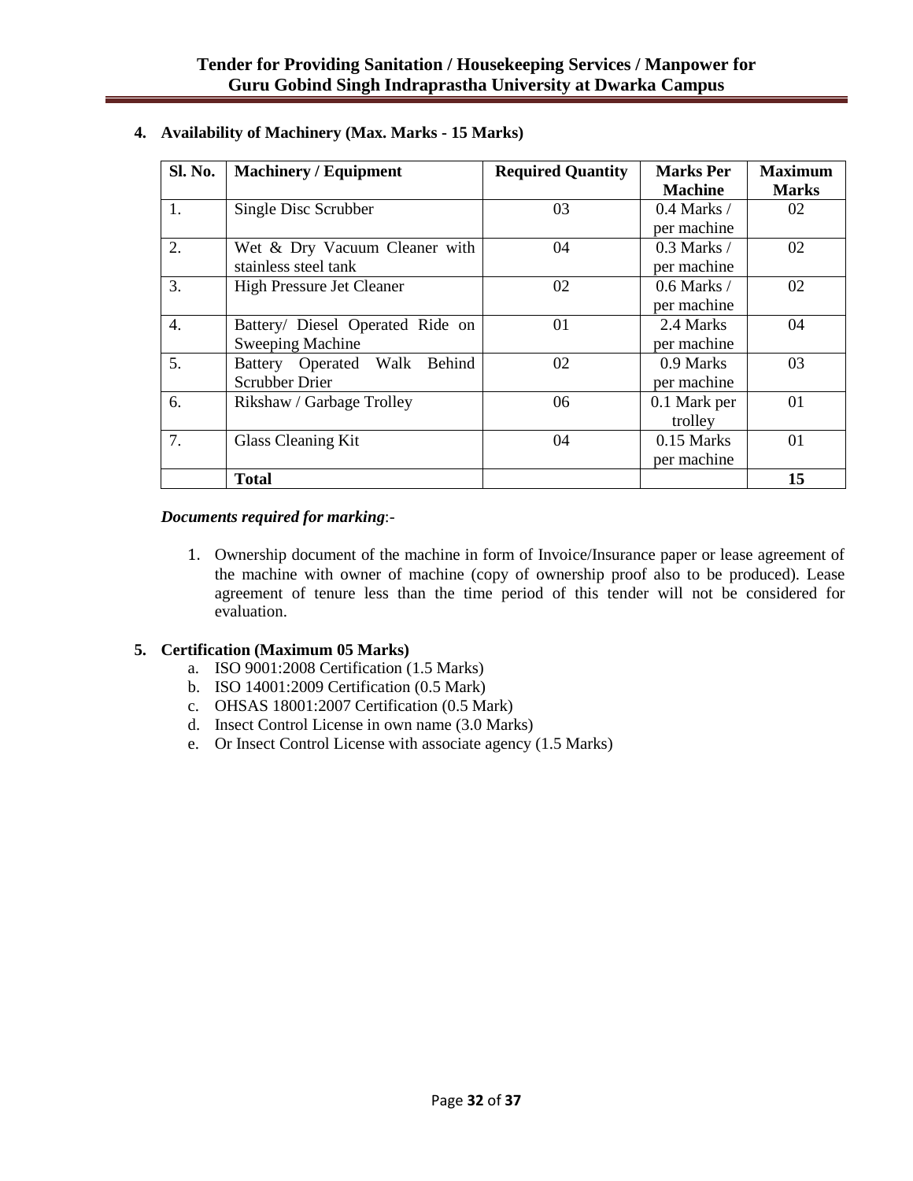**4. Availability of Machinery (Max. Marks - 15 Marks)**

| Sl. No. | Machinery / Equipment | Required Quantity | Marks Per Machine | Maximum Marks |
|---|---|---|---|---|
| 1. | Single Disc Scrubber | 03 | 0.4 Marks / per machine | 02 |
| 2. | Wet & Dry Vacuum Cleaner with stainless steel tank | 04 | 0.3 Marks / per machine | 02 |
| 3. | High Pressure Jet Cleaner | 02 | 0.6 Marks / per machine | 02 |
| 4. | Battery/ Diesel Operated Ride on Sweeping Machine | 01 | 2.4 Marks per machine | 04 |
| 5. | Battery Operated Walk Behind Scrubber Drier | 02 | 0.9 Marks per machine | 03 |
| 6. | Rikshaw / Garbage Trolley | 06 | 0.1 Mark per trolley | 01 |
| 7. | Glass Cleaning Kit | 04 | 0.15 Marks per machine | 01 |
| | **Total** | | | **15** |

***Documents required for marking***:-

1. Ownership document of the machine in form of Invoice/Insurance paper or lease agreement of the machine with owner of machine (copy of ownership proof also to be produced). Lease agreement of tenure less than the time period of this tender will not be considered for evaluation.

**5. Certification (Maximum 05 Marks)**

a. ISO 9001:2008 Certification (1.5 Marks)
b. ISO 14001:2009 Certification (0.5 Mark)
c. OHSAS 18001:2007 Certification (0.5 Mark)
d. Insect Control License in own name (3.0 Marks)
e. Or Insect Control License with associate agency (1.5 Marks)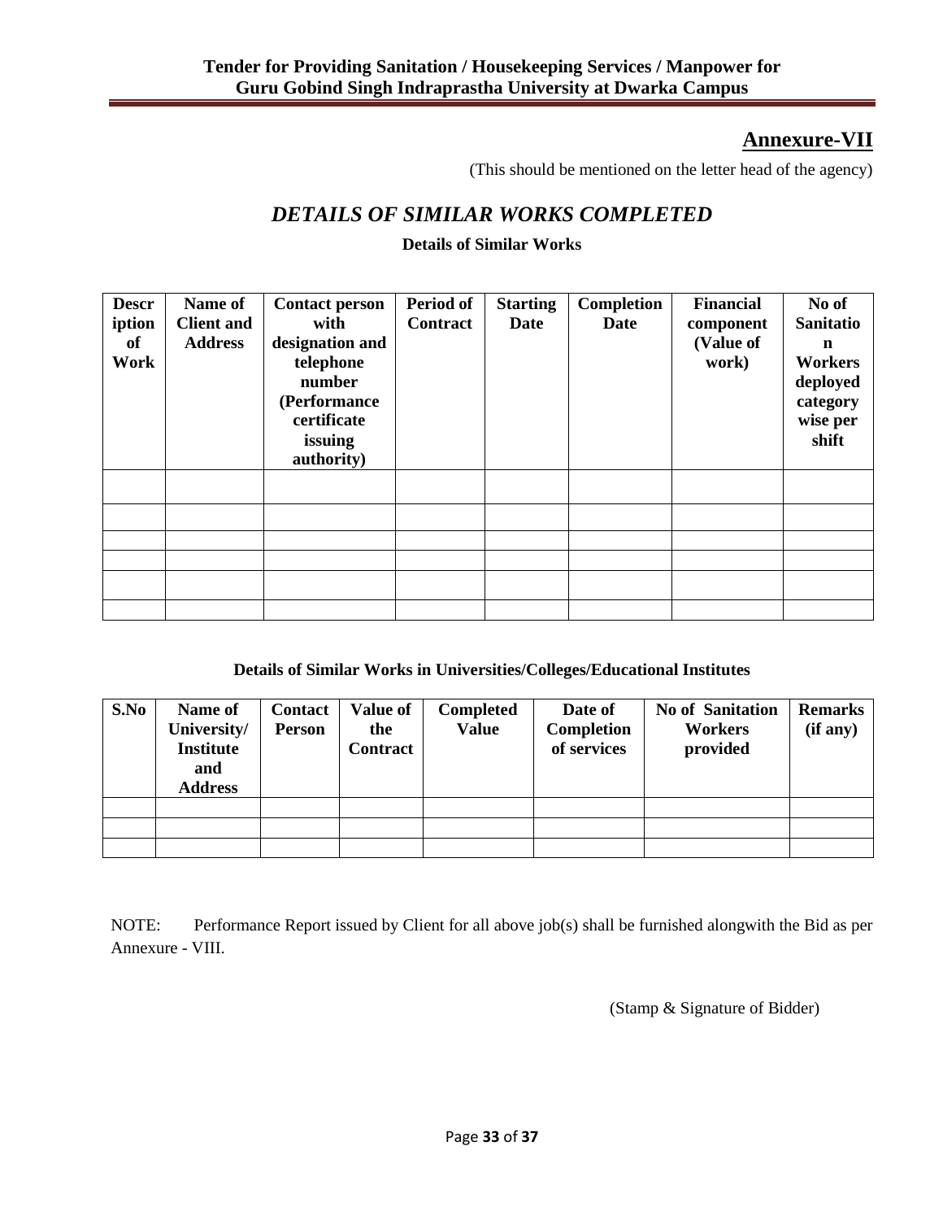## Annexure-VII

(This should be mentioned on the letter head of the agency)

# *DETAILS OF SIMILAR WORKS COMPLETED*

**Details of Similar Works**

| Description of Work | Name of Client and Address | Contact person with designation and telephone number (Performance certificate issuing authority) | Period of Contract | Starting Date | Completion Date | Financial component (Value of work) | No of Sanitation Workers deployed category wise per shift |
|---|---|---|---|---|---|---|---|
| | | | | | | | |
| | | | | | | | |
| | | | | | | | |
| | | | | | | | |
| | | | | | | | |
| | | | | | | | |

**Details of Similar Works in Universities/Colleges/Educational Institutes**

| S.No | Name of University/ Institute and Address | Contact Person | Value of the Contract | Completed Value | Date of Completion of services | No of Sanitation Workers provided | Remarks (if any) |
|---|---|---|---|---|---|---|---|
| | | | | | | | |
| | | | | | | | |
| | | | | | | | |

NOTE: Performance Report issued by Client for all above job(s) shall be furnished alongwith the Bid as per Annexure - VIII.

(Stamp & Signature of Bidder)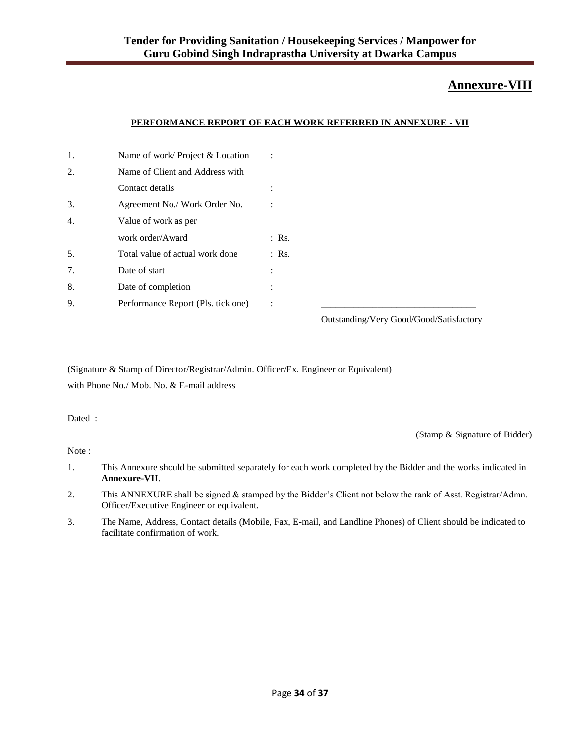# Annexure-VIII

## PERFORMANCE REPORT OF EACH WORK REFERRED IN ANNEXURE - VII

| | | |
|---|---|---|
| 1. | Name of work/ Project & Location | : |
| 2. | Name of Client and Address with Contact details | : |
| 3. | Agreement No./ Work Order No. | : |
| 4. | Value of work as per work order/Award | : Rs. |
| 5. | Total value of actual work done | : Rs. |
| 7. | Date of start | : |
| 8. | Date of completion | : |
| 9. | Performance Report (Pls. tick one) | : ________________________________ Outstanding/Very Good/Good/Satisfactory |

(Signature & Stamp of Director/Registrar/Admin. Officer/Ex. Engineer or Equivalent)
with Phone No./ Mob. No. & E-mail address

Dated :

(Stamp & Signature of Bidder)

Note :

1. This Annexure should be submitted separately for each work completed by the Bidder and the works indicated in **Annexure-VII**.
2. This ANNEXURE shall be signed & stamped by the Bidder's Client not below the rank of Asst. Registrar/Admn. Officer/Executive Engineer or equivalent.
3. The Name, Address, Contact details (Mobile, Fax, E-mail, and Landline Phones) of Client should be indicated to facilitate confirmation of work.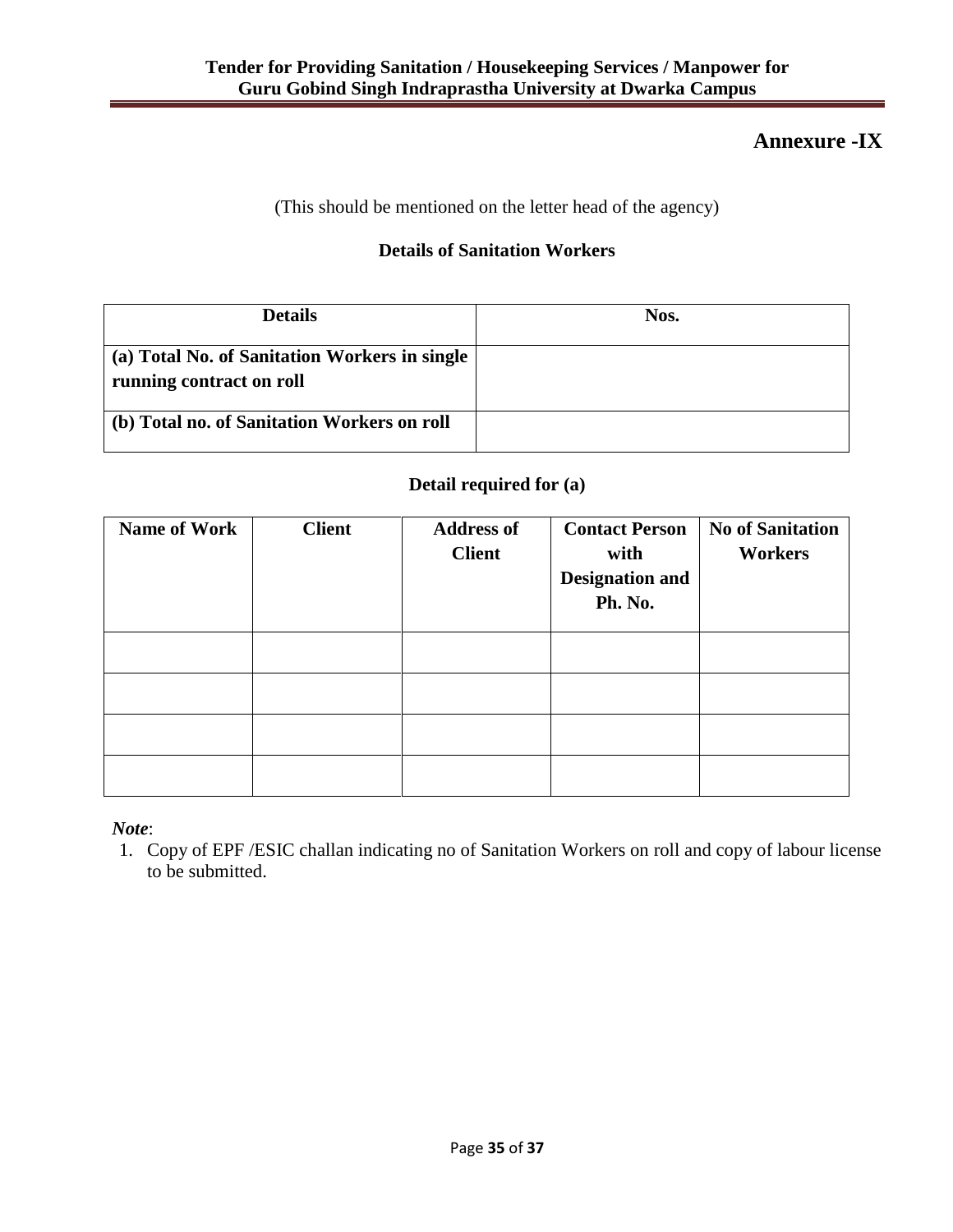## Annexure -IX

(This should be mentioned on the letter head of the agency)

**Details of Sanitation Workers**

| Details | Nos. |
|---|---|
| **(a) Total No. of Sanitation Workers in single running contract on roll** | |
| **(b) Total no. of Sanitation Workers on roll** | |

**Detail required for (a)**

| Name of Work | Client | Address of Client | Contact Person with Designation and Ph. No. | No of Sanitation Workers |
|---|---|---|---|---|
| | | | | |
| | | | | |
| | | | | |
| | | | | |

***Note***:

1. Copy of EPF /ESIC challan indicating no of Sanitation Workers on roll and copy of labour license to be submitted.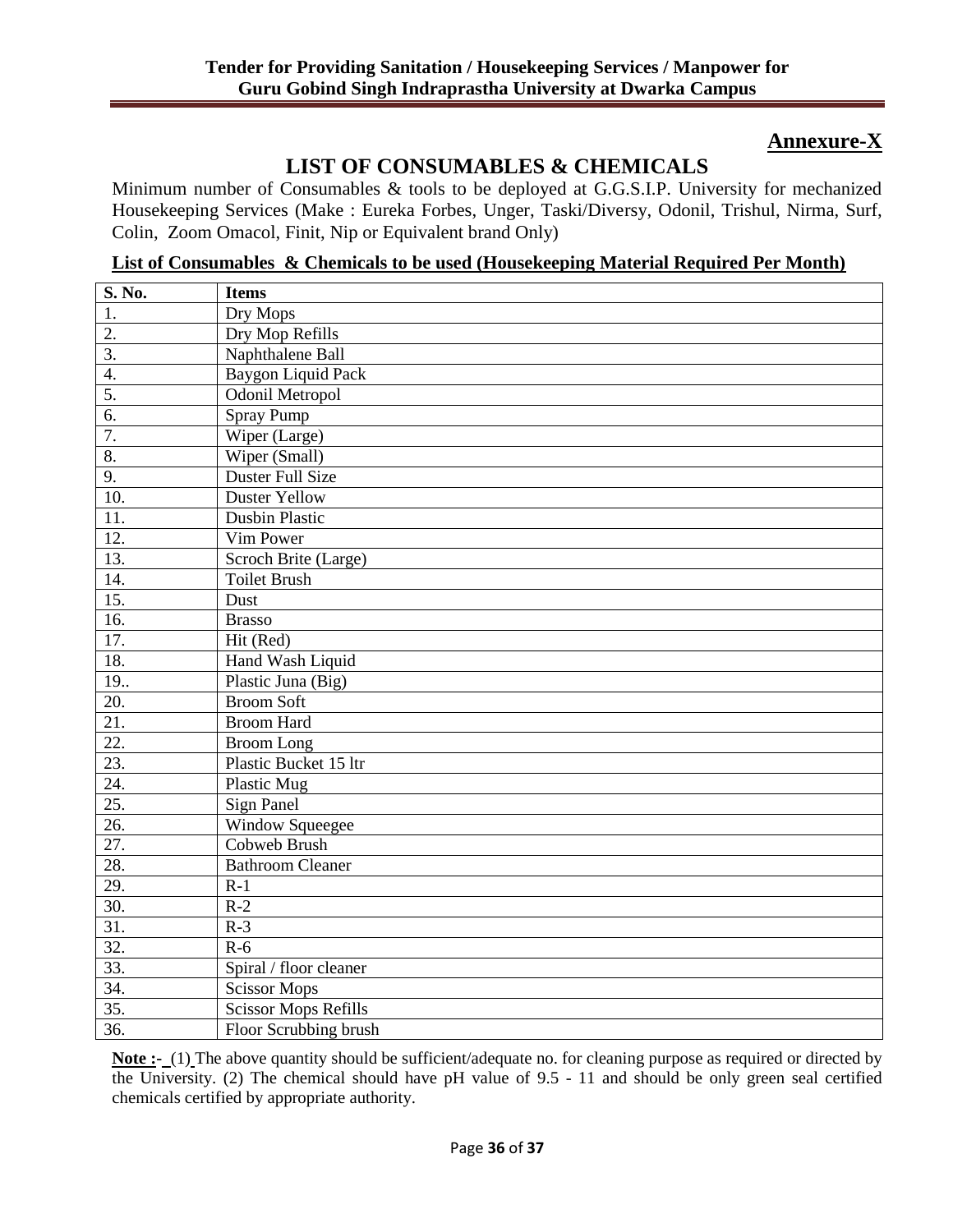## Annexure-X

# LIST OF CONSUMABLES & CHEMICALS

Minimum number of Consumables & tools to be deployed at G.G.S.I.P. University for mechanized Housekeeping Services (Make : Eureka Forbes, Unger, Taski/Diversy, Odonil, Trishul, Nirma, Surf, Colin, Zoom Omacol, Finit, Nip or Equivalent brand Only)

**List of Consumables & Chemicals to be used (Housekeeping Material Required Per Month)**

| S. No. | Items |
|---|---|
| 1. | Dry Mops |
| 2. | Dry Mop Refills |
| 3. | Naphthalene Ball |
| 4. | Baygon Liquid Pack |
| 5. | Odonil Metropol |
| 6. | Spray Pump |
| 7. | Wiper (Large) |
| 8. | Wiper (Small) |
| 9. | Duster Full Size |
| 10. | Duster Yellow |
| 11. | Dusbin Plastic |
| 12. | Vim Power |
| 13. | Scroch Brite (Large) |
| 14. | Toilet Brush |
| 15. | Dust |
| 16. | Brasso |
| 17. | Hit (Red) |
| 18. | Hand Wash Liquid |
| 19.. | Plastic Juna (Big) |
| 20. | Broom Soft |
| 21. | Broom Hard |
| 22. | Broom Long |
| 23. | Plastic Bucket 15 ltr |
| 24. | Plastic Mug |
| 25. | Sign Panel |
| 26. | Window Squeegee |
| 27. | Cobweb Brush |
| 28. | Bathroom Cleaner |
| 29. | R-1 |
| 30. | R-2 |
| 31. | R-3 |
| 32. | R-6 |
| 33. | Spiral / floor cleaner |
| 34. | Scissor Mops |
| 35. | Scissor Mops Refills |
| 36. | Floor Scrubbing brush |

**Note :-** (1) The above quantity should be sufficient/adequate no. for cleaning purpose as required or directed by the University. (2) The chemical should have pH value of 9.5 - 11 and should be only green seal certified chemicals certified by appropriate authority.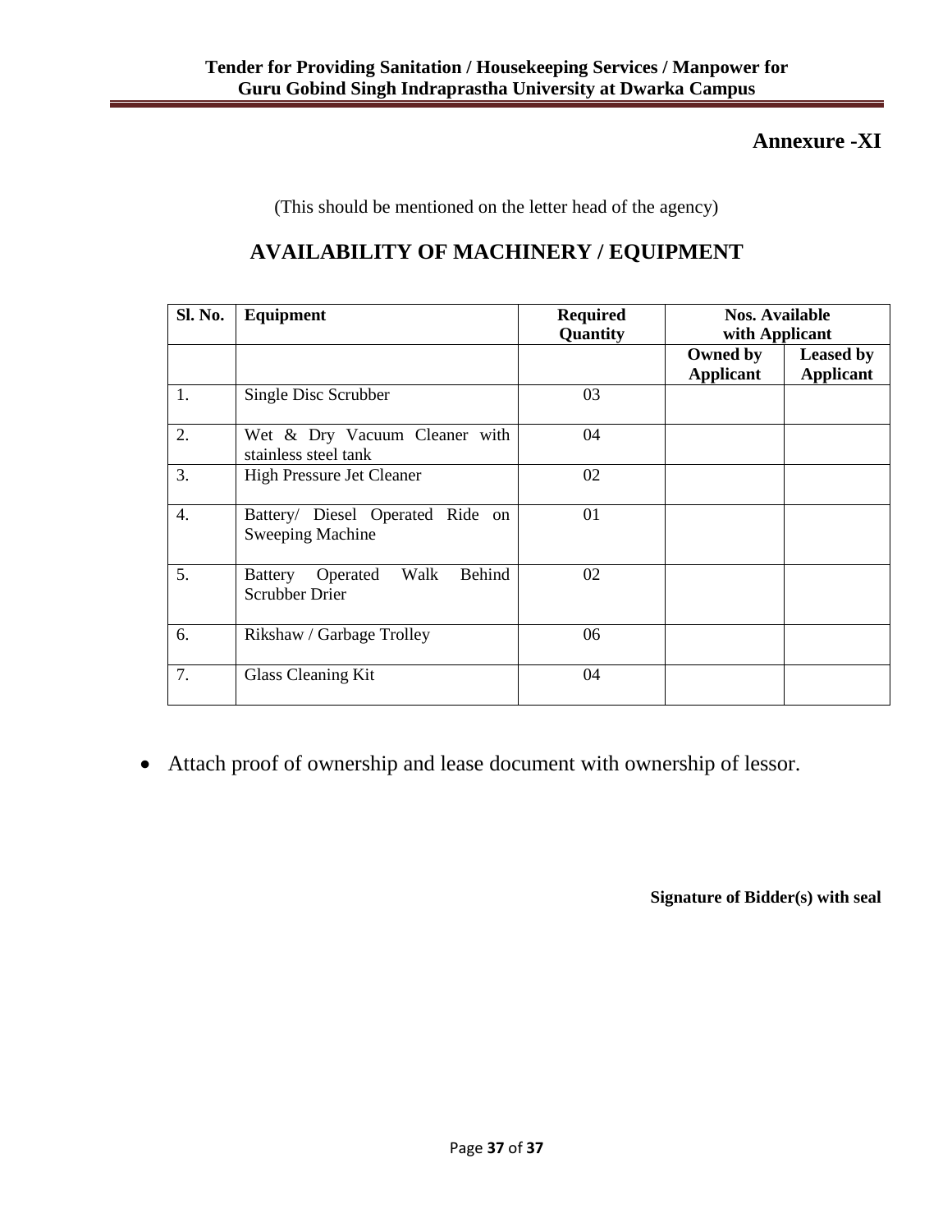**Annexure -XI**

(This should be mentioned on the letter head of the agency)

## AVAILABILITY OF MACHINERY / EQUIPMENT

| Sl. No. | Equipment | Required Quantity | Nos. Available with Applicant | |
|---|---|---|---|---|
| | | | Owned by Applicant | Leased by Applicant |
| 1. | Single Disc Scrubber | 03 | | |
| 2. | Wet & Dry Vacuum Cleaner with stainless steel tank | 04 | | |
| 3. | High Pressure Jet Cleaner | 02 | | |
| 4. | Battery/ Diesel Operated Ride on Sweeping Machine | 01 | | |
| 5. | Battery Operated Walk Behind Scrubber Drier | 02 | | |
| 6. | Rikshaw / Garbage Trolley | 06 | | |
| 7. | Glass Cleaning Kit | 04 | | |

- Attach proof of ownership and lease document with ownership of lessor.

**Signature of Bidder(s) with seal**